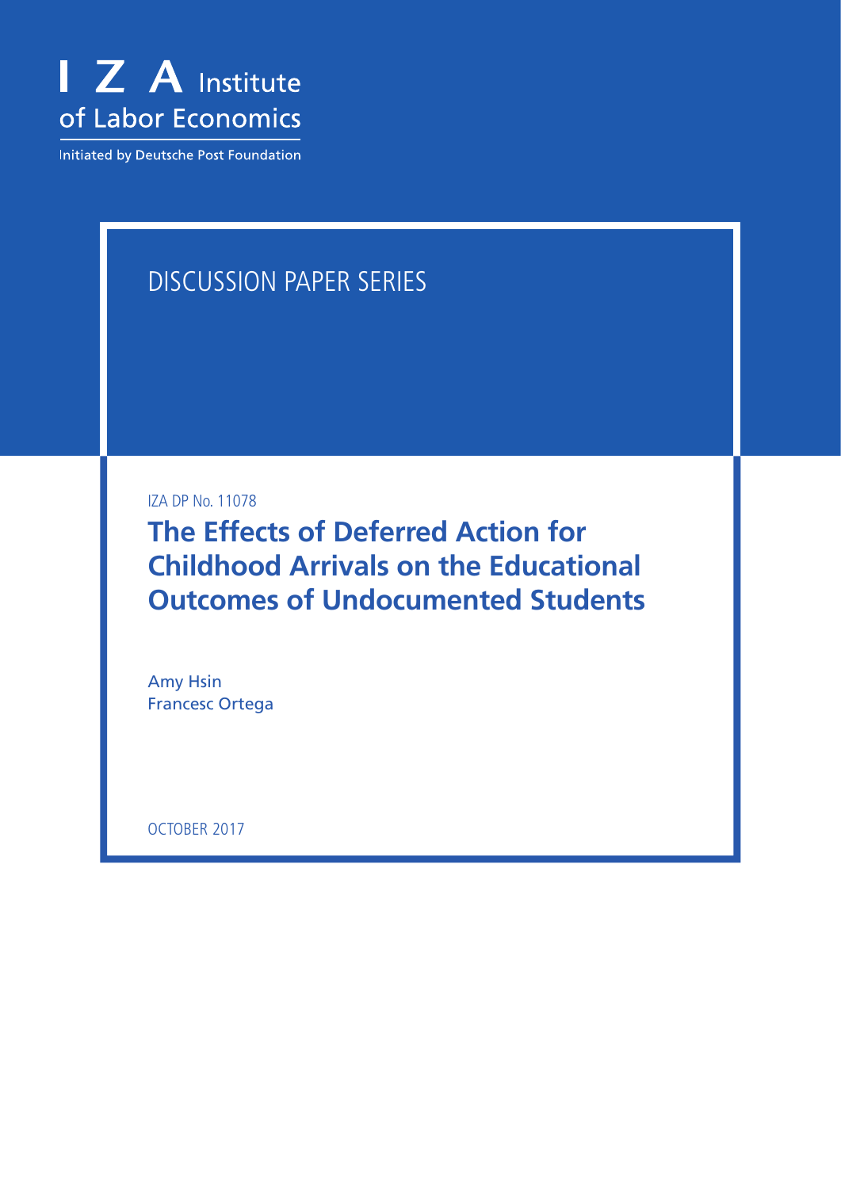I Z A Institute of Labor Economics

Initiated by Deutsche Post Foundation

DISCUSSION PAPER SERIES

IZA DP No. 11078

# The Effects of Deferred Action for Childhood Arrivals on the Educational Outcomes of Undocumented Students

Amy Hsin
Francesc Ortega

OCTOBER 2017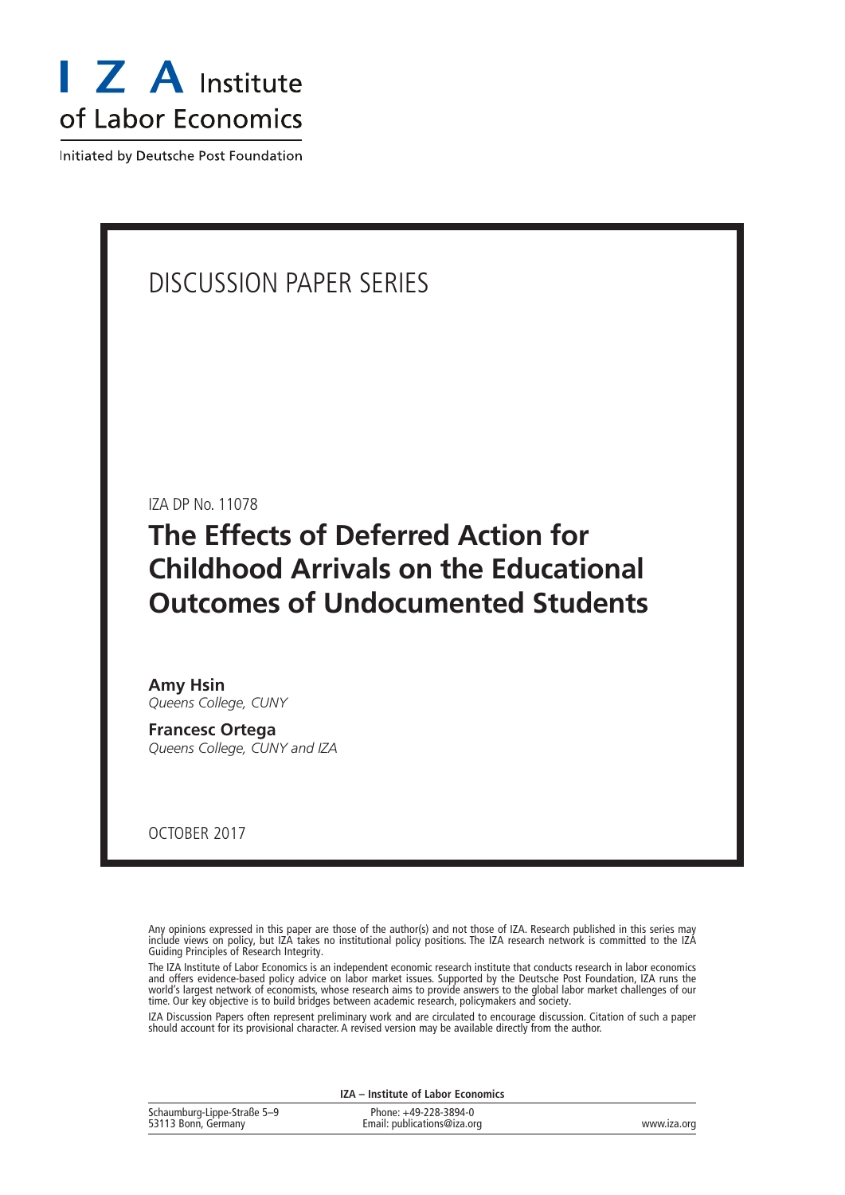DISCUSSION PAPER SERIES

IZA DP No. 11078

# The Effects of Deferred Action for Childhood Arrivals on the Educational Outcomes of Undocumented Students

**Amy Hsin**
*Queens College, CUNY*

**Francesc Ortega**
*Queens College, CUNY and IZA*

OCTOBER 2017

Any opinions expressed in this paper are those of the author(s) and not those of IZA. Research published in this series may include views on policy, but IZA takes no institutional policy positions. The IZA research network is committed to the IZA Guiding Principles of Research Integrity.

The IZA Institute of Labor Economics is an independent economic research institute that conducts research in labor economics and offers evidence-based policy advice on labor market issues. Supported by the Deutsche Post Foundation, IZA runs the world's largest network of economists, whose research aims to provide answers to the global labor market challenges of our time. Our key objective is to build bridges between academic research, policymakers and society.

IZA Discussion Papers often represent preliminary work and are circulated to encourage discussion. Citation of such a paper should account for its provisional character. A revised version may be available directly from the author.

**IZA – Institute of Labor Economics**

Schaumburg-Lippe-Straße 5–9
53113 Bonn, Germany

Phone: +49-228-3894-0
Email: publications@iza.org

www.iza.org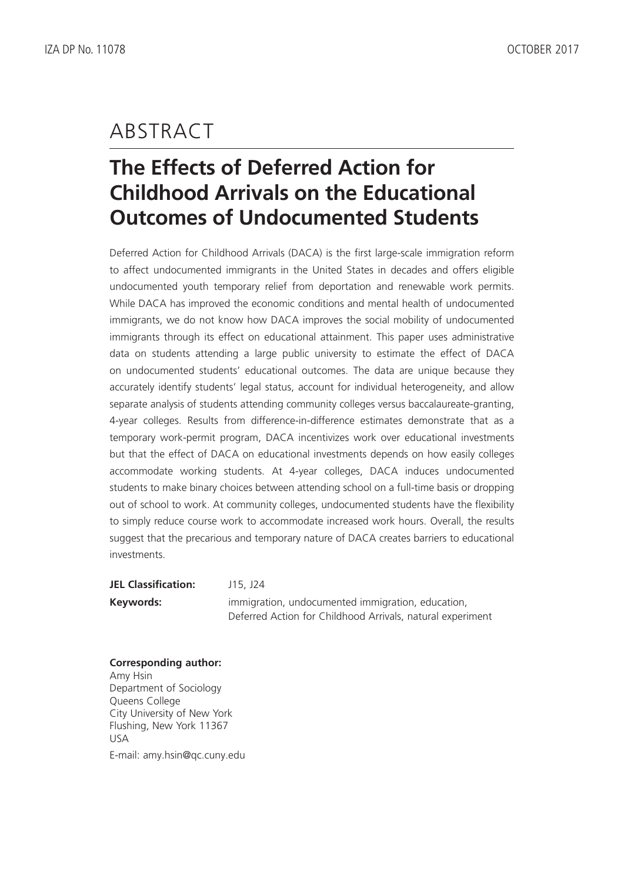# ABSTRACT

## The Effects of Deferred Action for Childhood Arrivals on the Educational Outcomes of Undocumented Students

Deferred Action for Childhood Arrivals (DACA) is the first large-scale immigration reform to affect undocumented immigrants in the United States in decades and offers eligible undocumented youth temporary relief from deportation and renewable work permits. While DACA has improved the economic conditions and mental health of undocumented immigrants, we do not know how DACA improves the social mobility of undocumented immigrants through its effect on educational attainment. This paper uses administrative data on students attending a large public university to estimate the effect of DACA on undocumented students' educational outcomes. The data are unique because they accurately identify students' legal status, account for individual heterogeneity, and allow separate analysis of students attending community colleges versus baccalaureate-granting, 4-year colleges. Results from difference-in-difference estimates demonstrate that as a temporary work-permit program, DACA incentivizes work over educational investments but that the effect of DACA on educational investments depends on how easily colleges accommodate working students. At 4-year colleges, DACA induces undocumented students to make binary choices between attending school on a full-time basis or dropping out of school to work. At community colleges, undocumented students have the flexibility to simply reduce course work to accommodate increased work hours. Overall, the results suggest that the precarious and temporary nature of DACA creates barriers to educational investments.

**JEL Classification:** J15, J24

**Keywords:** immigration, undocumented immigration, education, Deferred Action for Childhood Arrivals, natural experiment

**Corresponding author:**
Amy Hsin
Department of Sociology
Queens College
City University of New York
Flushing, New York 11367
USA

E-mail: amy.hsin@qc.cuny.edu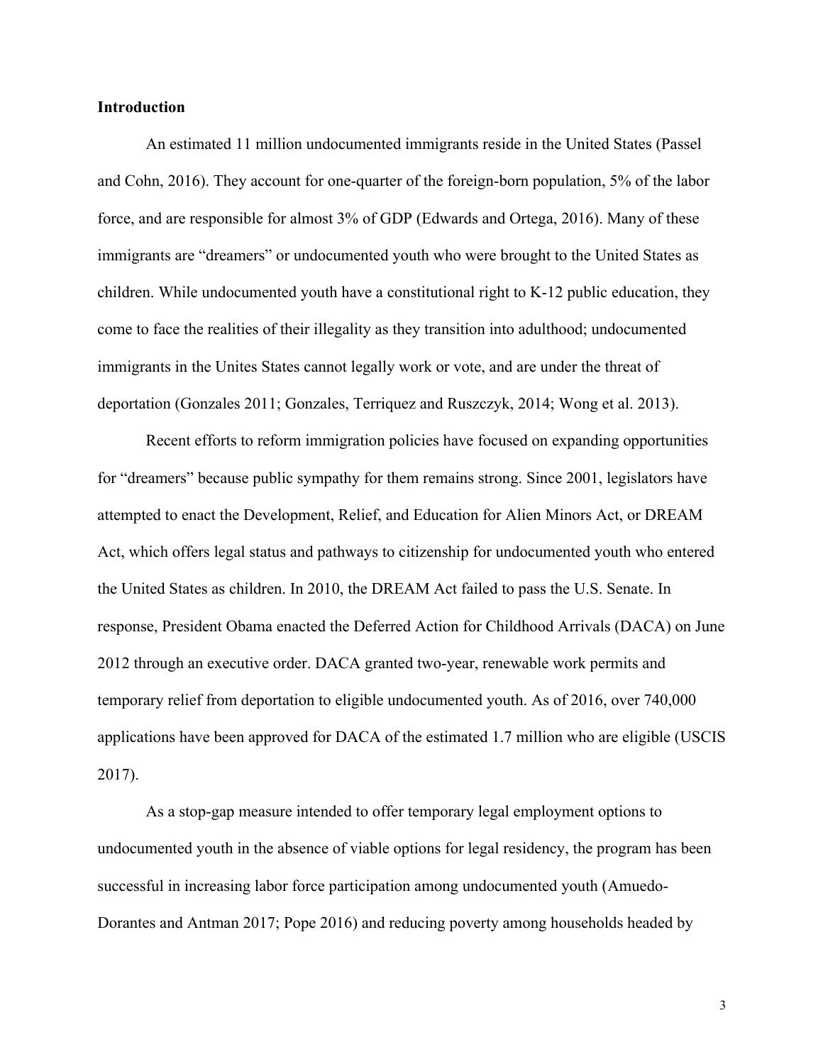**Introduction**

An estimated 11 million undocumented immigrants reside in the United States (Passel and Cohn, 2016). They account for one-quarter of the foreign-born population, 5% of the labor force, and are responsible for almost 3% of GDP (Edwards and Ortega, 2016). Many of these immigrants are "dreamers" or undocumented youth who were brought to the United States as children. While undocumented youth have a constitutional right to K-12 public education, they come to face the realities of their illegality as they transition into adulthood; undocumented immigrants in the Unites States cannot legally work or vote, and are under the threat of deportation (Gonzales 2011; Gonzales, Terriquez and Ruszczyk, 2014; Wong et al. 2013).

Recent efforts to reform immigration policies have focused on expanding opportunities for "dreamers" because public sympathy for them remains strong. Since 2001, legislators have attempted to enact the Development, Relief, and Education for Alien Minors Act, or DREAM Act, which offers legal status and pathways to citizenship for undocumented youth who entered the United States as children. In 2010, the DREAM Act failed to pass the U.S. Senate. In response, President Obama enacted the Deferred Action for Childhood Arrivals (DACA) on June 2012 through an executive order. DACA granted two-year, renewable work permits and temporary relief from deportation to eligible undocumented youth. As of 2016, over 740,000 applications have been approved for DACA of the estimated 1.7 million who are eligible (USCIS 2017).

As a stop-gap measure intended to offer temporary legal employment options to undocumented youth in the absence of viable options for legal residency, the program has been successful in increasing labor force participation among undocumented youth (Amuedo-Dorantes and Antman 2017; Pope 2016) and reducing poverty among households headed by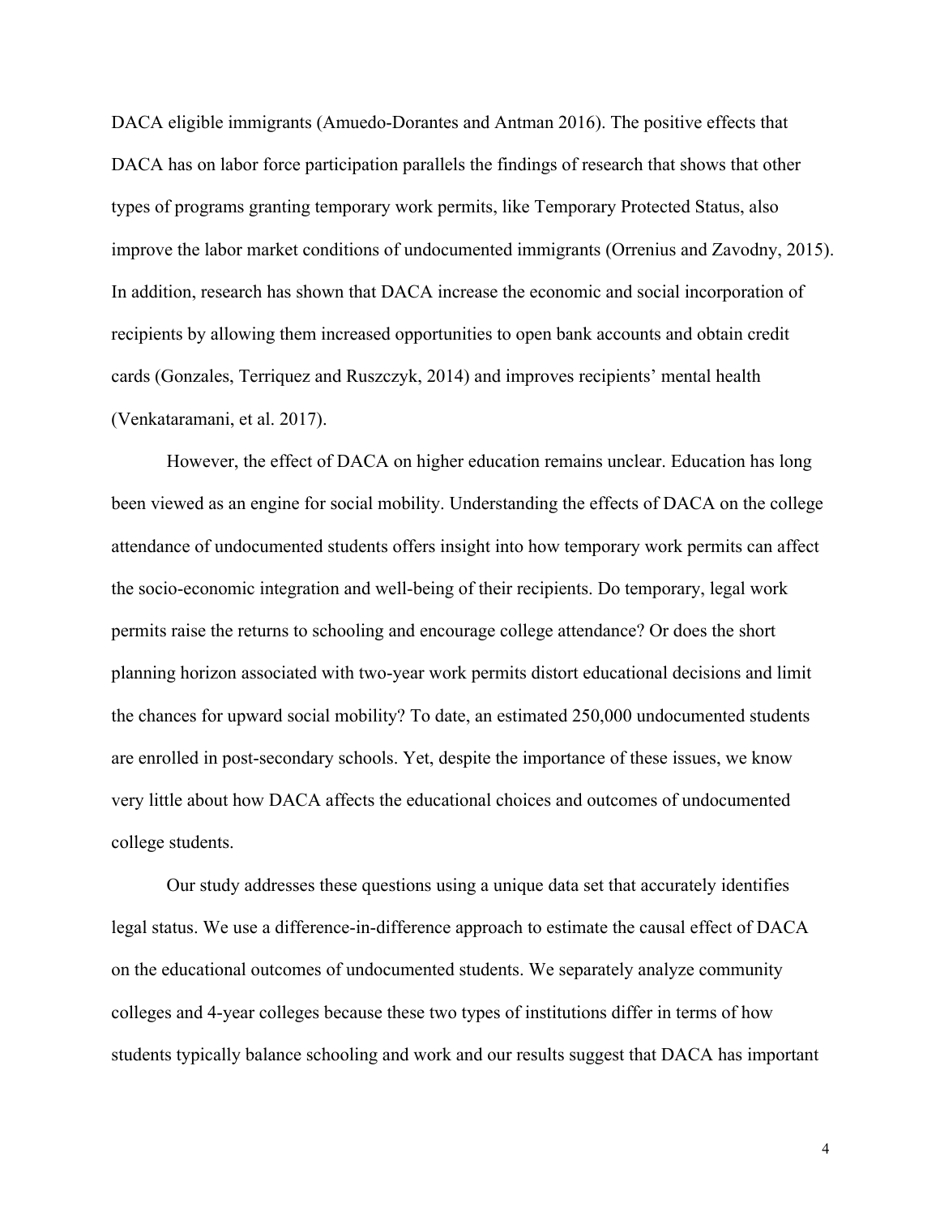DACA eligible immigrants (Amuedo-Dorantes and Antman 2016). The positive effects that DACA has on labor force participation parallels the findings of research that shows that other types of programs granting temporary work permits, like Temporary Protected Status, also improve the labor market conditions of undocumented immigrants (Orrenius and Zavodny, 2015). In addition, research has shown that DACA increase the economic and social incorporation of recipients by allowing them increased opportunities to open bank accounts and obtain credit cards (Gonzales, Terriquez and Ruszczyk, 2014) and improves recipients' mental health (Venkataramani, et al. 2017).

However, the effect of DACA on higher education remains unclear. Education has long been viewed as an engine for social mobility. Understanding the effects of DACA on the college attendance of undocumented students offers insight into how temporary work permits can affect the socio-economic integration and well-being of their recipients. Do temporary, legal work permits raise the returns to schooling and encourage college attendance? Or does the short planning horizon associated with two-year work permits distort educational decisions and limit the chances for upward social mobility? To date, an estimated 250,000 undocumented students are enrolled in post-secondary schools. Yet, despite the importance of these issues, we know very little about how DACA affects the educational choices and outcomes of undocumented college students.

Our study addresses these questions using a unique data set that accurately identifies legal status. We use a difference-in-difference approach to estimate the causal effect of DACA on the educational outcomes of undocumented students. We separately analyze community colleges and 4-year colleges because these two types of institutions differ in terms of how students typically balance schooling and work and our results suggest that DACA has important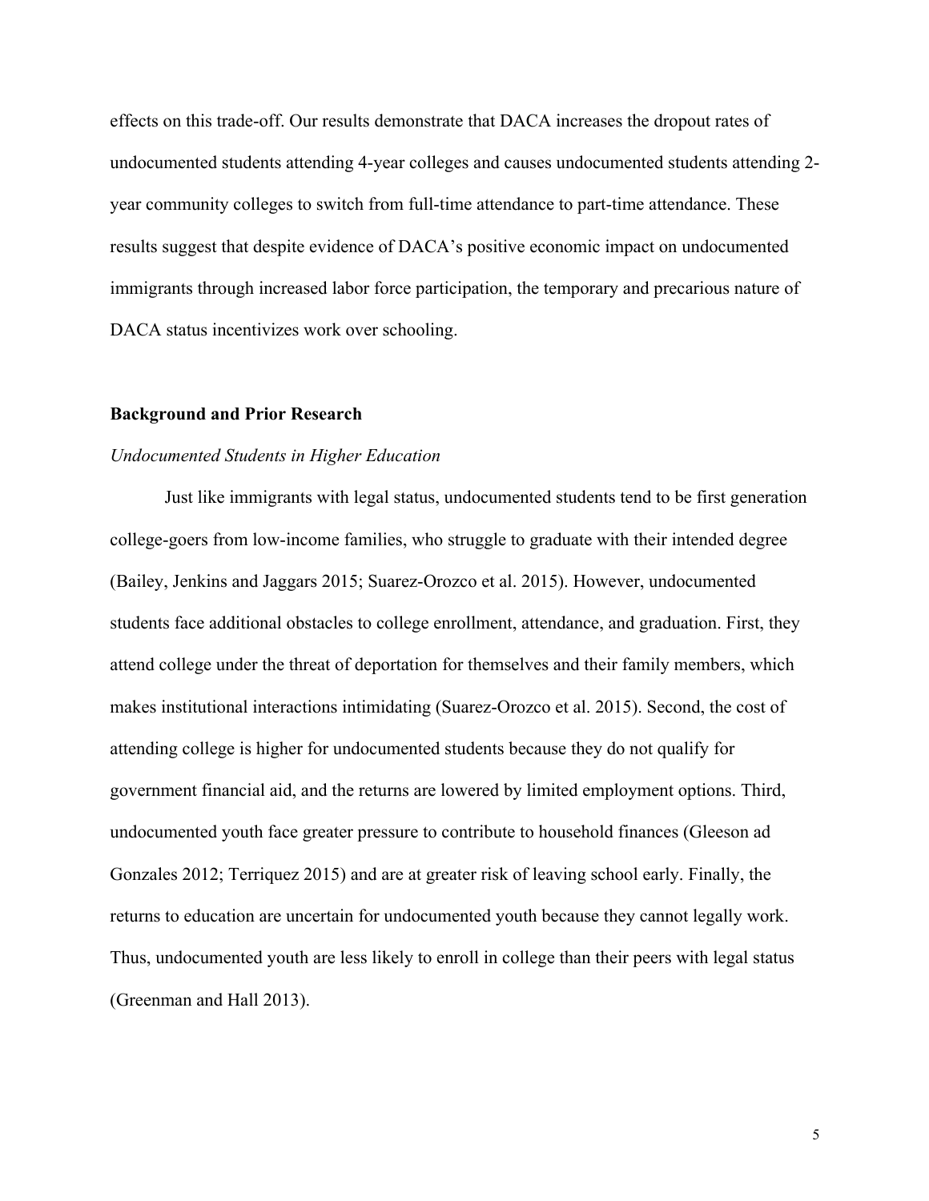effects on this trade-off. Our results demonstrate that DACA increases the dropout rates of undocumented students attending 4-year colleges and causes undocumented students attending 2-year community colleges to switch from full-time attendance to part-time attendance. These results suggest that despite evidence of DACA's positive economic impact on undocumented immigrants through increased labor force participation, the temporary and precarious nature of DACA status incentivizes work over schooling.

## Background and Prior Research

### *Undocumented Students in Higher Education*

Just like immigrants with legal status, undocumented students tend to be first generation college-goers from low-income families, who struggle to graduate with their intended degree (Bailey, Jenkins and Jaggars 2015; Suarez-Orozco et al. 2015). However, undocumented students face additional obstacles to college enrollment, attendance, and graduation. First, they attend college under the threat of deportation for themselves and their family members, which makes institutional interactions intimidating (Suarez-Orozco et al. 2015). Second, the cost of attending college is higher for undocumented students because they do not qualify for government financial aid, and the returns are lowered by limited employment options. Third, undocumented youth face greater pressure to contribute to household finances (Gleeson ad Gonzales 2012; Terriquez 2015) and are at greater risk of leaving school early. Finally, the returns to education are uncertain for undocumented youth because they cannot legally work. Thus, undocumented youth are less likely to enroll in college than their peers with legal status (Greenman and Hall 2013).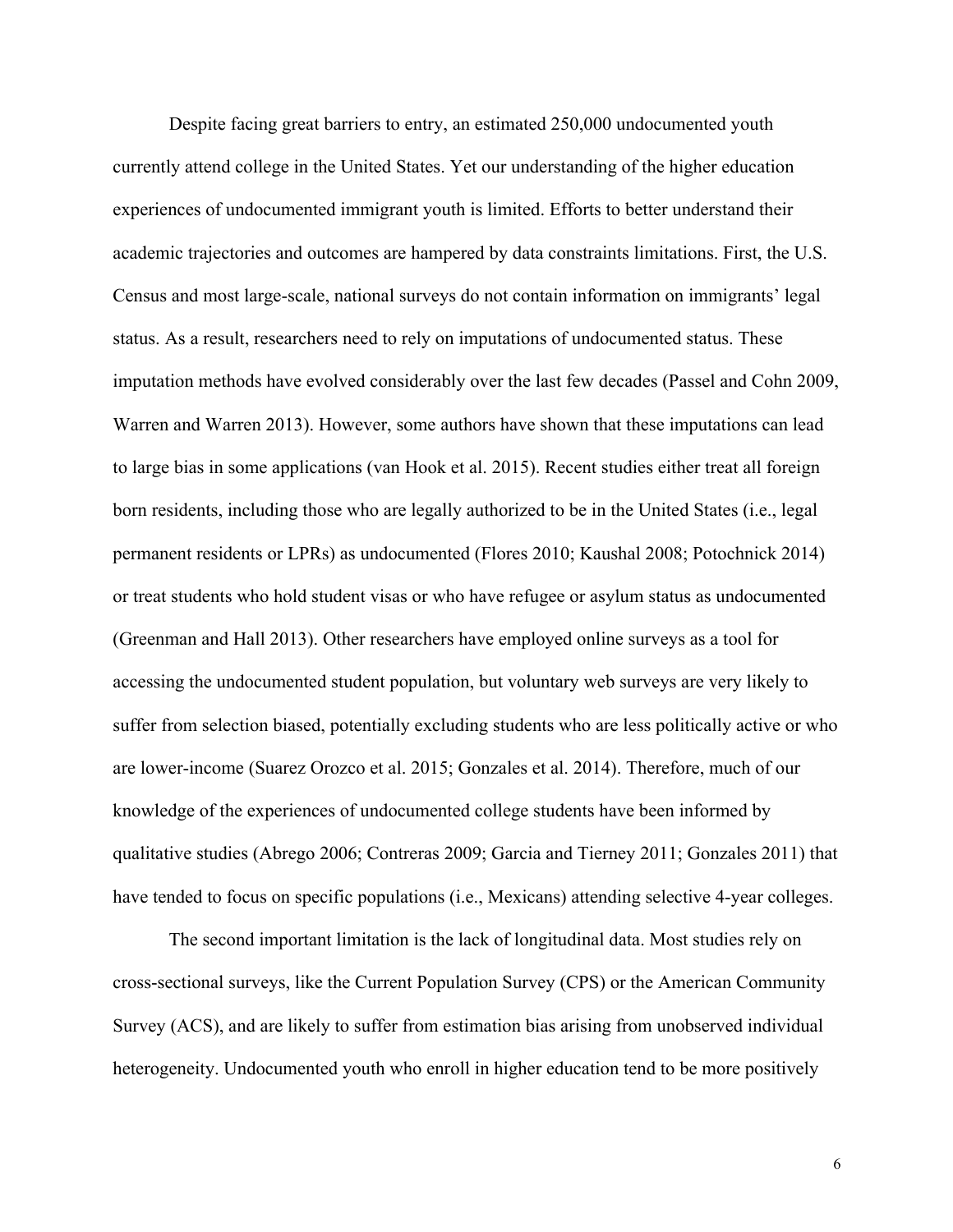Despite facing great barriers to entry, an estimated 250,000 undocumented youth currently attend college in the United States. Yet our understanding of the higher education experiences of undocumented immigrant youth is limited. Efforts to better understand their academic trajectories and outcomes are hampered by data constraints limitations. First, the U.S. Census and most large-scale, national surveys do not contain information on immigrants' legal status. As a result, researchers need to rely on imputations of undocumented status. These imputation methods have evolved considerably over the last few decades (Passel and Cohn 2009, Warren and Warren 2013). However, some authors have shown that these imputations can lead to large bias in some applications (van Hook et al. 2015). Recent studies either treat all foreign born residents, including those who are legally authorized to be in the United States (i.e., legal permanent residents or LPRs) as undocumented (Flores 2010; Kaushal 2008; Potochnick 2014) or treat students who hold student visas or who have refugee or asylum status as undocumented (Greenman and Hall 2013). Other researchers have employed online surveys as a tool for accessing the undocumented student population, but voluntary web surveys are very likely to suffer from selection biased, potentially excluding students who are less politically active or who are lower-income (Suarez Orozco et al. 2015; Gonzales et al. 2014). Therefore, much of our knowledge of the experiences of undocumented college students have been informed by qualitative studies (Abrego 2006; Contreras 2009; Garcia and Tierney 2011; Gonzales 2011) that have tended to focus on specific populations (i.e., Mexicans) attending selective 4-year colleges.

The second important limitation is the lack of longitudinal data. Most studies rely on cross-sectional surveys, like the Current Population Survey (CPS) or the American Community Survey (ACS), and are likely to suffer from estimation bias arising from unobserved individual heterogeneity. Undocumented youth who enroll in higher education tend to be more positively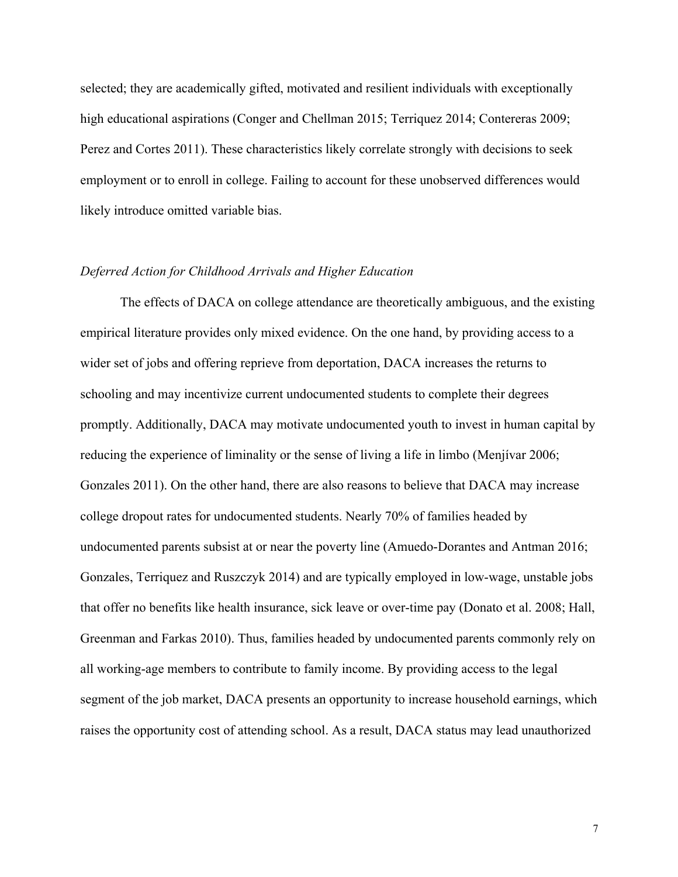selected; they are academically gifted, motivated and resilient individuals with exceptionally high educational aspirations (Conger and Chellman 2015; Terriquez 2014; Contereras 2009; Perez and Cortes 2011). These characteristics likely correlate strongly with decisions to seek employment or to enroll in college. Failing to account for these unobserved differences would likely introduce omitted variable bias.

### *Deferred Action for Childhood Arrivals and Higher Education*

The effects of DACA on college attendance are theoretically ambiguous, and the existing empirical literature provides only mixed evidence. On the one hand, by providing access to a wider set of jobs and offering reprieve from deportation, DACA increases the returns to schooling and may incentivize current undocumented students to complete their degrees promptly. Additionally, DACA may motivate undocumented youth to invest in human capital by reducing the experience of liminality or the sense of living a life in limbo (Menjívar 2006; Gonzales 2011). On the other hand, there are also reasons to believe that DACA may increase college dropout rates for undocumented students. Nearly 70% of families headed by undocumented parents subsist at or near the poverty line (Amuedo-Dorantes and Antman 2016; Gonzales, Terriquez and Ruszczyk 2014) and are typically employed in low-wage, unstable jobs that offer no benefits like health insurance, sick leave or over-time pay (Donato et al. 2008; Hall, Greenman and Farkas 2010). Thus, families headed by undocumented parents commonly rely on all working-age members to contribute to family income. By providing access to the legal segment of the job market, DACA presents an opportunity to increase household earnings, which raises the opportunity cost of attending school. As a result, DACA status may lead unauthorized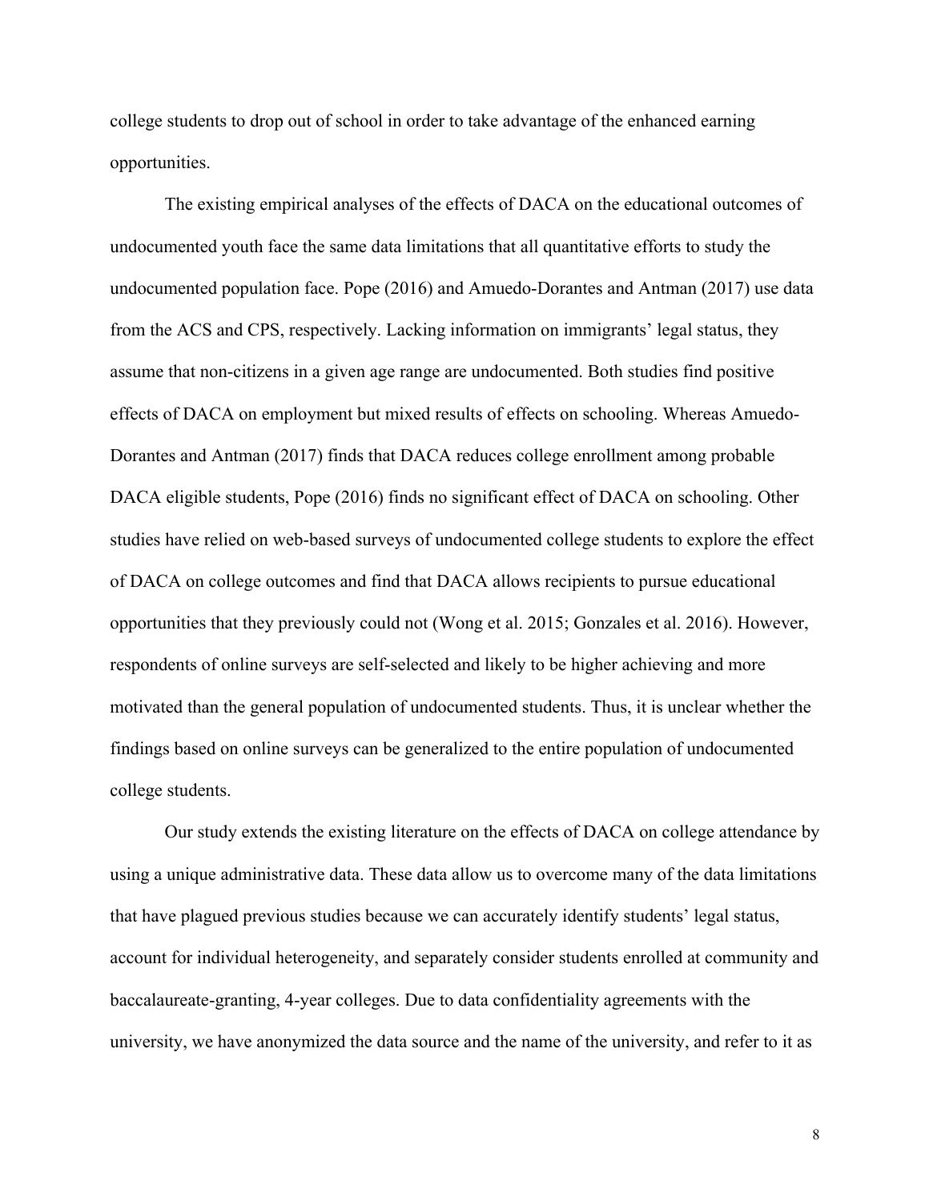college students to drop out of school in order to take advantage of the enhanced earning opportunities.

The existing empirical analyses of the effects of DACA on the educational outcomes of undocumented youth face the same data limitations that all quantitative efforts to study the undocumented population face. Pope (2016) and Amuedo-Dorantes and Antman (2017) use data from the ACS and CPS, respectively. Lacking information on immigrants' legal status, they assume that non-citizens in a given age range are undocumented. Both studies find positive effects of DACA on employment but mixed results of effects on schooling. Whereas Amuedo-Dorantes and Antman (2017) finds that DACA reduces college enrollment among probable DACA eligible students, Pope (2016) finds no significant effect of DACA on schooling. Other studies have relied on web-based surveys of undocumented college students to explore the effect of DACA on college outcomes and find that DACA allows recipients to pursue educational opportunities that they previously could not (Wong et al. 2015; Gonzales et al. 2016). However, respondents of online surveys are self-selected and likely to be higher achieving and more motivated than the general population of undocumented students. Thus, it is unclear whether the findings based on online surveys can be generalized to the entire population of undocumented college students.

Our study extends the existing literature on the effects of DACA on college attendance by using a unique administrative data. These data allow us to overcome many of the data limitations that have plagued previous studies because we can accurately identify students' legal status, account for individual heterogeneity, and separately consider students enrolled at community and baccalaureate-granting, 4-year colleges. Due to data confidentiality agreements with the university, we have anonymized the data source and the name of the university, and refer to it as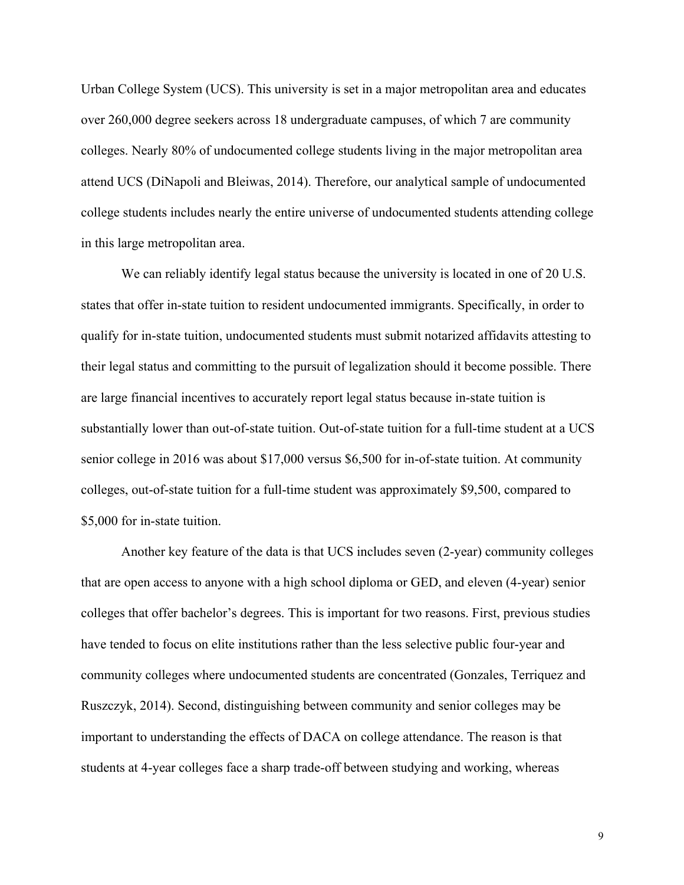Urban College System (UCS). This university is set in a major metropolitan area and educates over 260,000 degree seekers across 18 undergraduate campuses, of which 7 are community colleges. Nearly 80% of undocumented college students living in the major metropolitan area attend UCS (DiNapoli and Bleiwas, 2014). Therefore, our analytical sample of undocumented college students includes nearly the entire universe of undocumented students attending college in this large metropolitan area.

We can reliably identify legal status because the university is located in one of 20 U.S. states that offer in-state tuition to resident undocumented immigrants. Specifically, in order to qualify for in-state tuition, undocumented students must submit notarized affidavits attesting to their legal status and committing to the pursuit of legalization should it become possible. There are large financial incentives to accurately report legal status because in-state tuition is substantially lower than out-of-state tuition. Out-of-state tuition for a full-time student at a UCS senior college in 2016 was about $17,000 versus $6,500 for in-of-state tuition. At community colleges, out-of-state tuition for a full-time student was approximately $9,500, compared to $5,000 for in-state tuition.

Another key feature of the data is that UCS includes seven (2-year) community colleges that are open access to anyone with a high school diploma or GED, and eleven (4-year) senior colleges that offer bachelor's degrees. This is important for two reasons. First, previous studies have tended to focus on elite institutions rather than the less selective public four-year and community colleges where undocumented students are concentrated (Gonzales, Terriquez and Ruszczyk, 2014). Second, distinguishing between community and senior colleges may be important to understanding the effects of DACA on college attendance. The reason is that students at 4-year colleges face a sharp trade-off between studying and working, whereas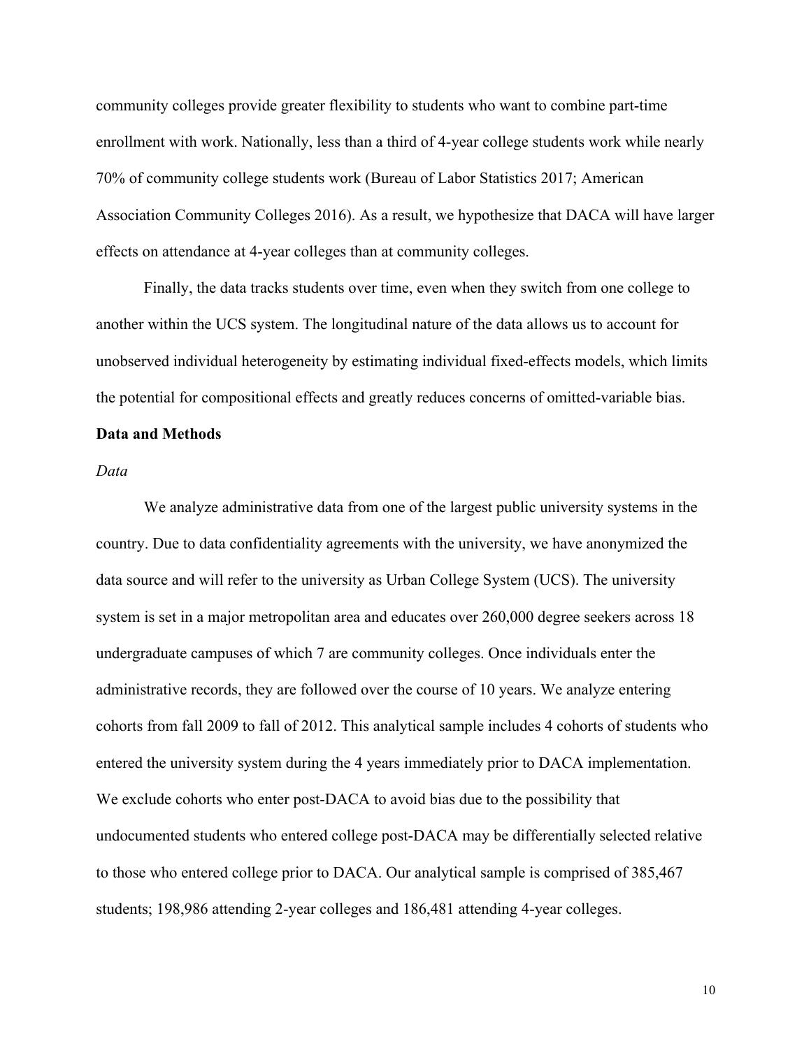community colleges provide greater flexibility to students who want to combine part-time enrollment with work. Nationally, less than a third of 4-year college students work while nearly 70% of community college students work (Bureau of Labor Statistics 2017; American Association Community Colleges 2016). As a result, we hypothesize that DACA will have larger effects on attendance at 4-year colleges than at community colleges.

Finally, the data tracks students over time, even when they switch from one college to another within the UCS system. The longitudinal nature of the data allows us to account for unobserved individual heterogeneity by estimating individual fixed-effects models, which limits the potential for compositional effects and greatly reduces concerns of omitted-variable bias.

## Data and Methods

### *Data*

We analyze administrative data from one of the largest public university systems in the country. Due to data confidentiality agreements with the university, we have anonymized the data source and will refer to the university as Urban College System (UCS). The university system is set in a major metropolitan area and educates over 260,000 degree seekers across 18 undergraduate campuses of which 7 are community colleges. Once individuals enter the administrative records, they are followed over the course of 10 years. We analyze entering cohorts from fall 2009 to fall of 2012. This analytical sample includes 4 cohorts of students who entered the university system during the 4 years immediately prior to DACA implementation. We exclude cohorts who enter post-DACA to avoid bias due to the possibility that undocumented students who entered college post-DACA may be differentially selected relative to those who entered college prior to DACA. Our analytical sample is comprised of 385,467 students; 198,986 attending 2-year colleges and 186,481 attending 4-year colleges.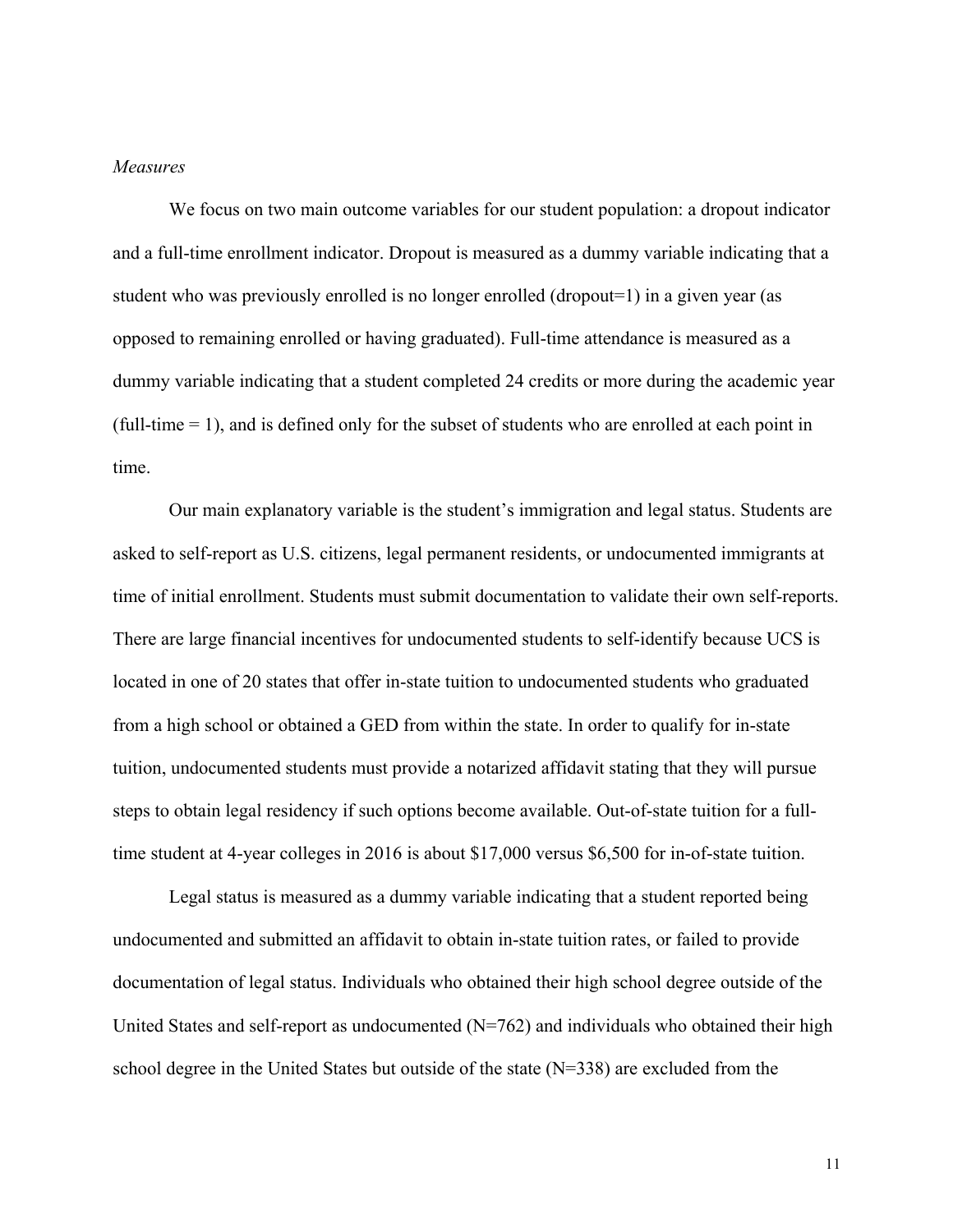*Measures*

We focus on two main outcome variables for our student population: a dropout indicator and a full-time enrollment indicator. Dropout is measured as a dummy variable indicating that a student who was previously enrolled is no longer enrolled (dropout=1) in a given year (as opposed to remaining enrolled or having graduated). Full-time attendance is measured as a dummy variable indicating that a student completed 24 credits or more during the academic year (full-time = 1), and is defined only for the subset of students who are enrolled at each point in time.

Our main explanatory variable is the student's immigration and legal status. Students are asked to self-report as U.S. citizens, legal permanent residents, or undocumented immigrants at time of initial enrollment. Students must submit documentation to validate their own self-reports. There are large financial incentives for undocumented students to self-identify because UCS is located in one of 20 states that offer in-state tuition to undocumented students who graduated from a high school or obtained a GED from within the state. In order to qualify for in-state tuition, undocumented students must provide a notarized affidavit stating that they will pursue steps to obtain legal residency if such options become available. Out-of-state tuition for a full-time student at 4-year colleges in 2016 is about $17,000 versus $6,500 for in-of-state tuition.

Legal status is measured as a dummy variable indicating that a student reported being undocumented and submitted an affidavit to obtain in-state tuition rates, or failed to provide documentation of legal status. Individuals who obtained their high school degree outside of the United States and self-report as undocumented (N=762) and individuals who obtained their high school degree in the United States but outside of the state (N=338) are excluded from the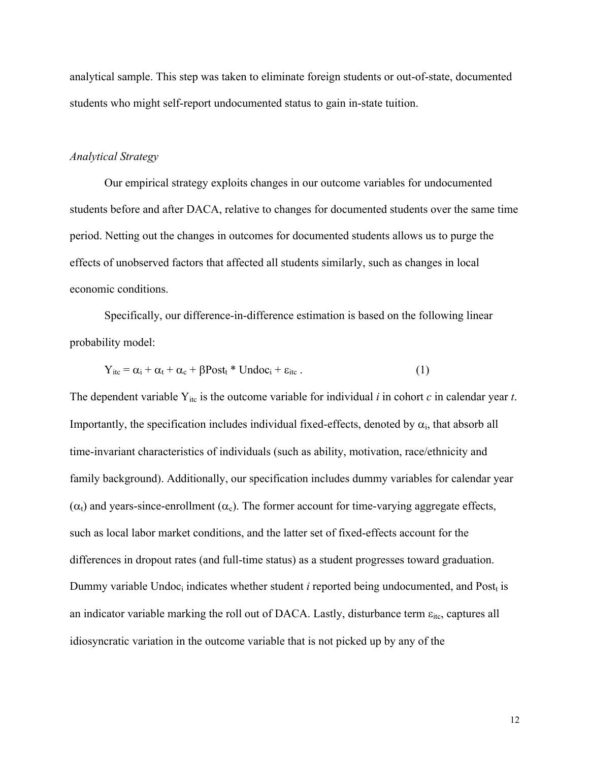analytical sample. This step was taken to eliminate foreign students or out-of-state, documented students who might self-report undocumented status to gain in-state tuition.

*Analytical Strategy*

Our empirical strategy exploits changes in our outcome variables for undocumented students before and after DACA, relative to changes for documented students over the same time period. Netting out the changes in outcomes for documented students allows us to purge the effects of unobserved factors that affected all students similarly, such as changes in local economic conditions.

Specifically, our difference-in-difference estimation is based on the following linear probability model:

$$Y_{itc} = \alpha_i + \alpha_t + \alpha_c + \beta Post_t * Undoc_i + \varepsilon_{itc} . \quad (1)$$

The dependent variable $Y_{itc}$ is the outcome variable for individual *i* in cohort *c* in calendar year *t*. Importantly, the specification includes individual fixed-effects, denoted by $\alpha_i$, that absorb all time-invariant characteristics of individuals (such as ability, motivation, race/ethnicity and family background). Additionally, our specification includes dummy variables for calendar year ($\alpha_t$) and years-since-enrollment ($\alpha_c$). The former account for time-varying aggregate effects, such as local labor market conditions, and the latter set of fixed-effects account for the differences in dropout rates (and full-time status) as a student progresses toward graduation. Dummy variable $Undoc_i$ indicates whether student *i* reported being undocumented, and $Post_t$ is an indicator variable marking the roll out of DACA. Lastly, disturbance term $\varepsilon_{itc}$, captures all idiosyncratic variation in the outcome variable that is not picked up by any of the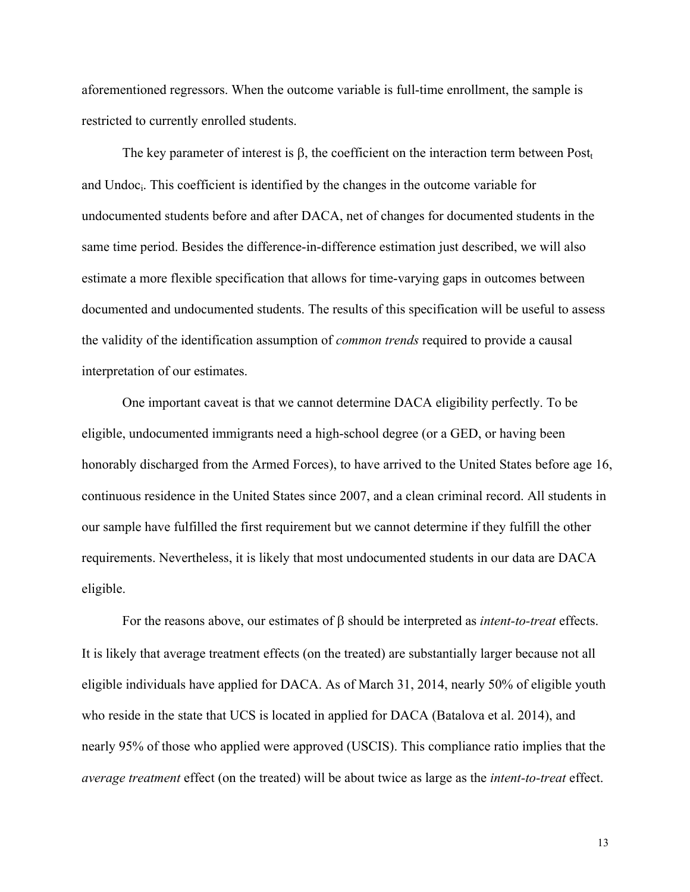aforementioned regressors. When the outcome variable is full-time enrollment, the sample is restricted to currently enrolled students.

The key parameter of interest is $\beta$, the coefficient on the interaction term between $Post_t$ and $Undoc_i$. This coefficient is identified by the changes in the outcome variable for undocumented students before and after DACA, net of changes for documented students in the same time period. Besides the difference-in-difference estimation just described, we will also estimate a more flexible specification that allows for time-varying gaps in outcomes between documented and undocumented students. The results of this specification will be useful to assess the validity of the identification assumption of *common trends* required to provide a causal interpretation of our estimates.

One important caveat is that we cannot determine DACA eligibility perfectly. To be eligible, undocumented immigrants need a high-school degree (or a GED, or having been honorably discharged from the Armed Forces), to have arrived to the United States before age 16, continuous residence in the United States since 2007, and a clean criminal record. All students in our sample have fulfilled the first requirement but we cannot determine if they fulfill the other requirements. Nevertheless, it is likely that most undocumented students in our data are DACA eligible.

For the reasons above, our estimates of $\beta$ should be interpreted as *intent-to-treat* effects. It is likely that average treatment effects (on the treated) are substantially larger because not all eligible individuals have applied for DACA. As of March 31, 2014, nearly 50% of eligible youth who reside in the state that UCS is located in applied for DACA (Batalova et al. 2014), and nearly 95% of those who applied were approved (USCIS). This compliance ratio implies that the *average treatment* effect (on the treated) will be about twice as large as the *intent-to-treat* effect.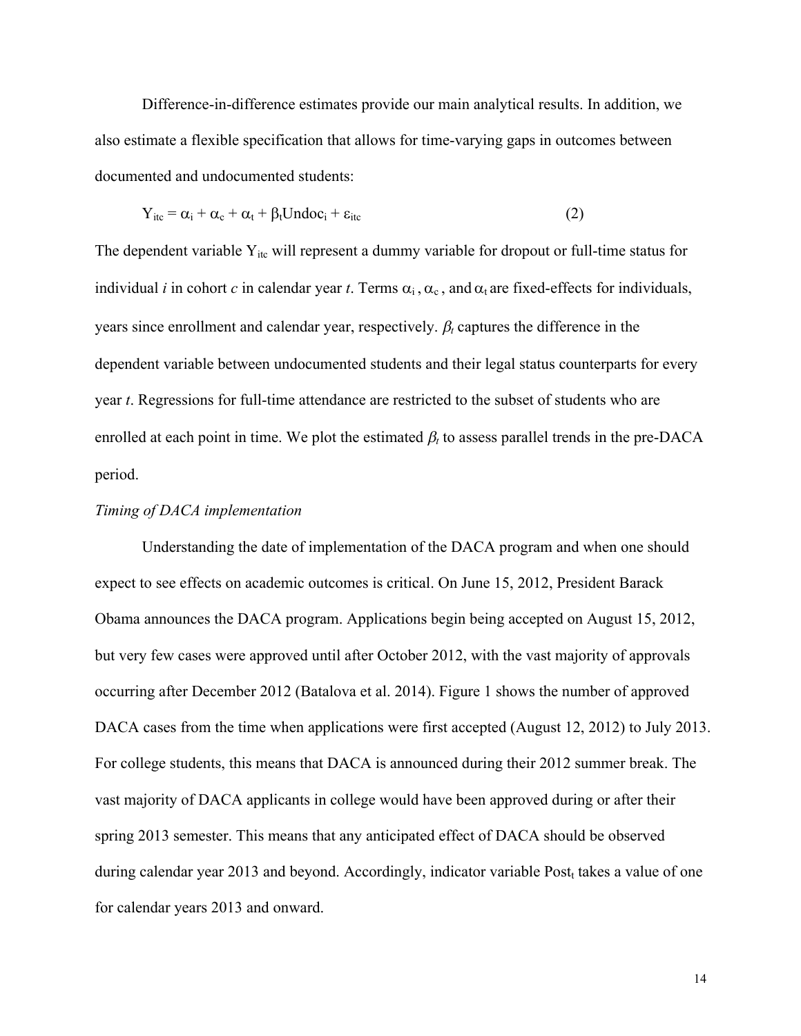Difference-in-difference estimates provide our main analytical results. In addition, we also estimate a flexible specification that allows for time-varying gaps in outcomes between documented and undocumented students:

$$Y_{itc} = \alpha_i + \alpha_c + \alpha_t + \beta_t Undoc_i + \varepsilon_{itc} \quad (2)$$

The dependent variable $Y_{itc}$ will represent a dummy variable for dropout or full-time status for individual *i* in cohort *c* in calendar year *t*. Terms $\alpha_i$, $\alpha_c$, and $\alpha_t$ are fixed-effects for individuals, years since enrollment and calendar year, respectively. $\beta_t$ captures the difference in the dependent variable between undocumented students and their legal status counterparts for every year *t*. Regressions for full-time attendance are restricted to the subset of students who are enrolled at each point in time. We plot the estimated $\beta_t$ to assess parallel trends in the pre-DACA period.

*Timing of DACA implementation*

Understanding the date of implementation of the DACA program and when one should expect to see effects on academic outcomes is critical. On June 15, 2012, President Barack Obama announces the DACA program. Applications begin being accepted on August 15, 2012, but very few cases were approved until after October 2012, with the vast majority of approvals occurring after December 2012 (Batalova et al. 2014). Figure 1 shows the number of approved DACA cases from the time when applications were first accepted (August 12, 2012) to July 2013. For college students, this means that DACA is announced during their 2012 summer break. The vast majority of DACA applicants in college would have been approved during or after their spring 2013 semester. This means that any anticipated effect of DACA should be observed during calendar year 2013 and beyond. Accordingly, indicator variable $Post_t$ takes a value of one for calendar years 2013 and onward.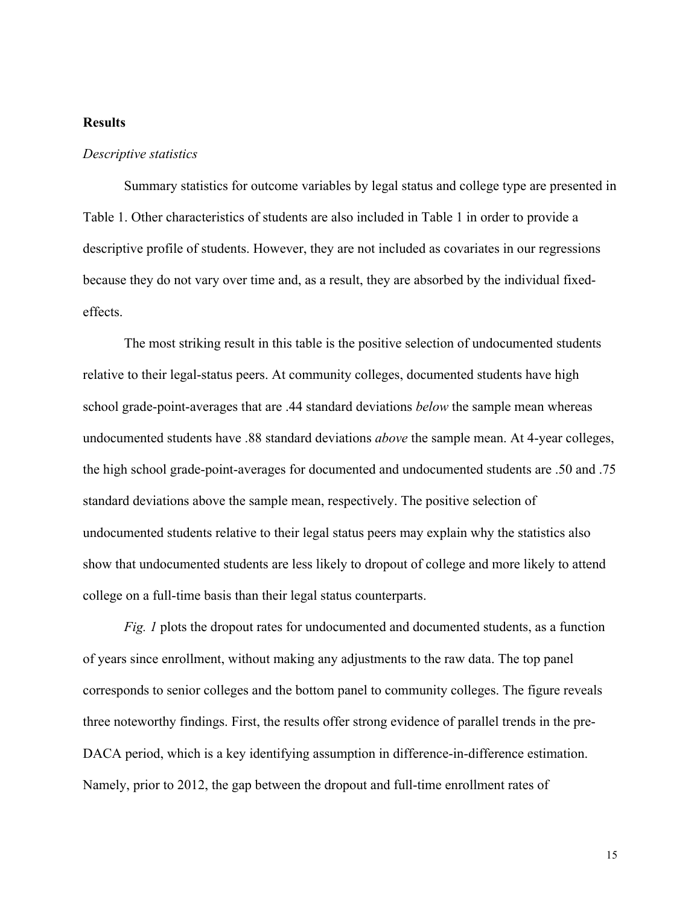**Results**

*Descriptive statistics*

Summary statistics for outcome variables by legal status and college type are presented in Table 1. Other characteristics of students are also included in Table 1 in order to provide a descriptive profile of students. However, they are not included as covariates in our regressions because they do not vary over time and, as a result, they are absorbed by the individual fixed-effects.

The most striking result in this table is the positive selection of undocumented students relative to their legal-status peers. At community colleges, documented students have high school grade-point-averages that are .44 standard deviations *below* the sample mean whereas undocumented students have .88 standard deviations *above* the sample mean. At 4-year colleges, the high school grade-point-averages for documented and undocumented students are .50 and .75 standard deviations above the sample mean, respectively. The positive selection of undocumented students relative to their legal status peers may explain why the statistics also show that undocumented students are less likely to dropout of college and more likely to attend college on a full-time basis than their legal status counterparts.

*Fig. 1* plots the dropout rates for undocumented and documented students, as a function of years since enrollment, without making any adjustments to the raw data. The top panel corresponds to senior colleges and the bottom panel to community colleges. The figure reveals three noteworthy findings. First, the results offer strong evidence of parallel trends in the pre-DACA period, which is a key identifying assumption in difference-in-difference estimation. Namely, prior to 2012, the gap between the dropout and full-time enrollment rates of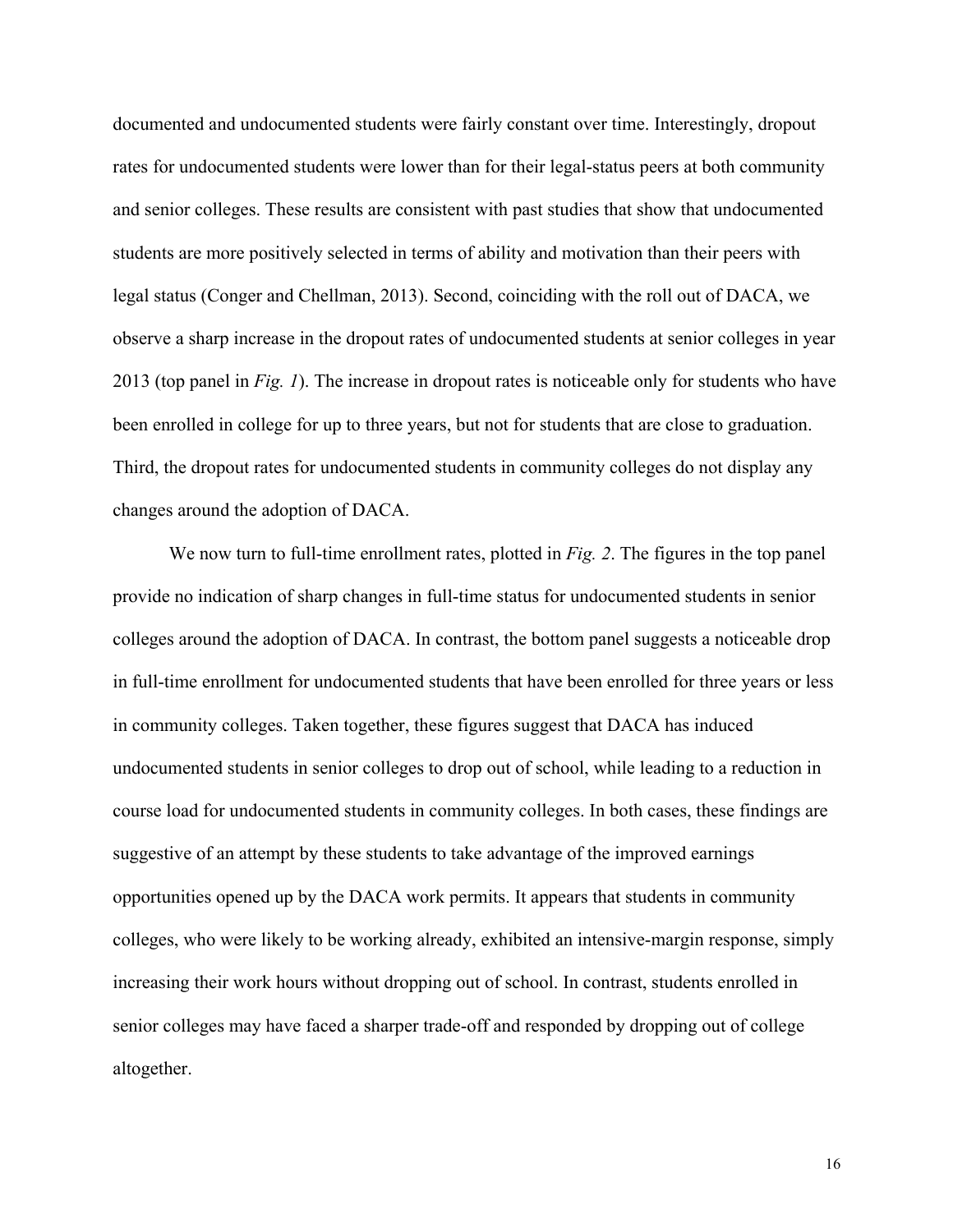documented and undocumented students were fairly constant over time. Interestingly, dropout rates for undocumented students were lower than for their legal-status peers at both community and senior colleges. These results are consistent with past studies that show that undocumented students are more positively selected in terms of ability and motivation than their peers with legal status (Conger and Chellman, 2013). Second, coinciding with the roll out of DACA, we observe a sharp increase in the dropout rates of undocumented students at senior colleges in year 2013 (top panel in *Fig. 1*). The increase in dropout rates is noticeable only for students who have been enrolled in college for up to three years, but not for students that are close to graduation. Third, the dropout rates for undocumented students in community colleges do not display any changes around the adoption of DACA.

We now turn to full-time enrollment rates, plotted in *Fig. 2*. The figures in the top panel provide no indication of sharp changes in full-time status for undocumented students in senior colleges around the adoption of DACA. In contrast, the bottom panel suggests a noticeable drop in full-time enrollment for undocumented students that have been enrolled for three years or less in community colleges. Taken together, these figures suggest that DACA has induced undocumented students in senior colleges to drop out of school, while leading to a reduction in course load for undocumented students in community colleges. In both cases, these findings are suggestive of an attempt by these students to take advantage of the improved earnings opportunities opened up by the DACA work permits. It appears that students in community colleges, who were likely to be working already, exhibited an intensive-margin response, simply increasing their work hours without dropping out of school. In contrast, students enrolled in senior colleges may have faced a sharper trade-off and responded by dropping out of college altogether.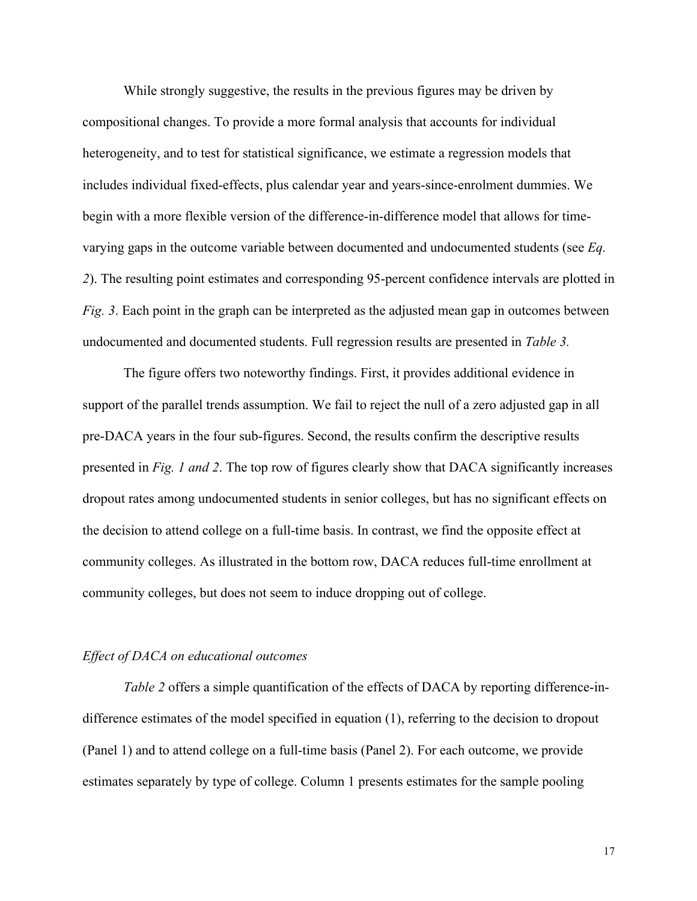While strongly suggestive, the results in the previous figures may be driven by compositional changes. To provide a more formal analysis that accounts for individual heterogeneity, and to test for statistical significance, we estimate a regression models that includes individual fixed-effects, plus calendar year and years-since-enrolment dummies. We begin with a more flexible version of the difference-in-difference model that allows for time-varying gaps in the outcome variable between documented and undocumented students (see *Eq. 2*). The resulting point estimates and corresponding 95-percent confidence intervals are plotted in *Fig. 3*. Each point in the graph can be interpreted as the adjusted mean gap in outcomes between undocumented and documented students. Full regression results are presented in *Table 3.*

The figure offers two noteworthy findings. First, it provides additional evidence in support of the parallel trends assumption. We fail to reject the null of a zero adjusted gap in all pre-DACA years in the four sub-figures. Second, the results confirm the descriptive results presented in *Fig. 1 and 2*. The top row of figures clearly show that DACA significantly increases dropout rates among undocumented students in senior colleges, but has no significant effects on the decision to attend college on a full-time basis. In contrast, we find the opposite effect at community colleges. As illustrated in the bottom row, DACA reduces full-time enrollment at community colleges, but does not seem to induce dropping out of college.

### *Effect of DACA on educational outcomes*

*Table 2* offers a simple quantification of the effects of DACA by reporting difference-in-difference estimates of the model specified in equation (1), referring to the decision to dropout (Panel 1) and to attend college on a full-time basis (Panel 2). For each outcome, we provide estimates separately by type of college. Column 1 presents estimates for the sample pooling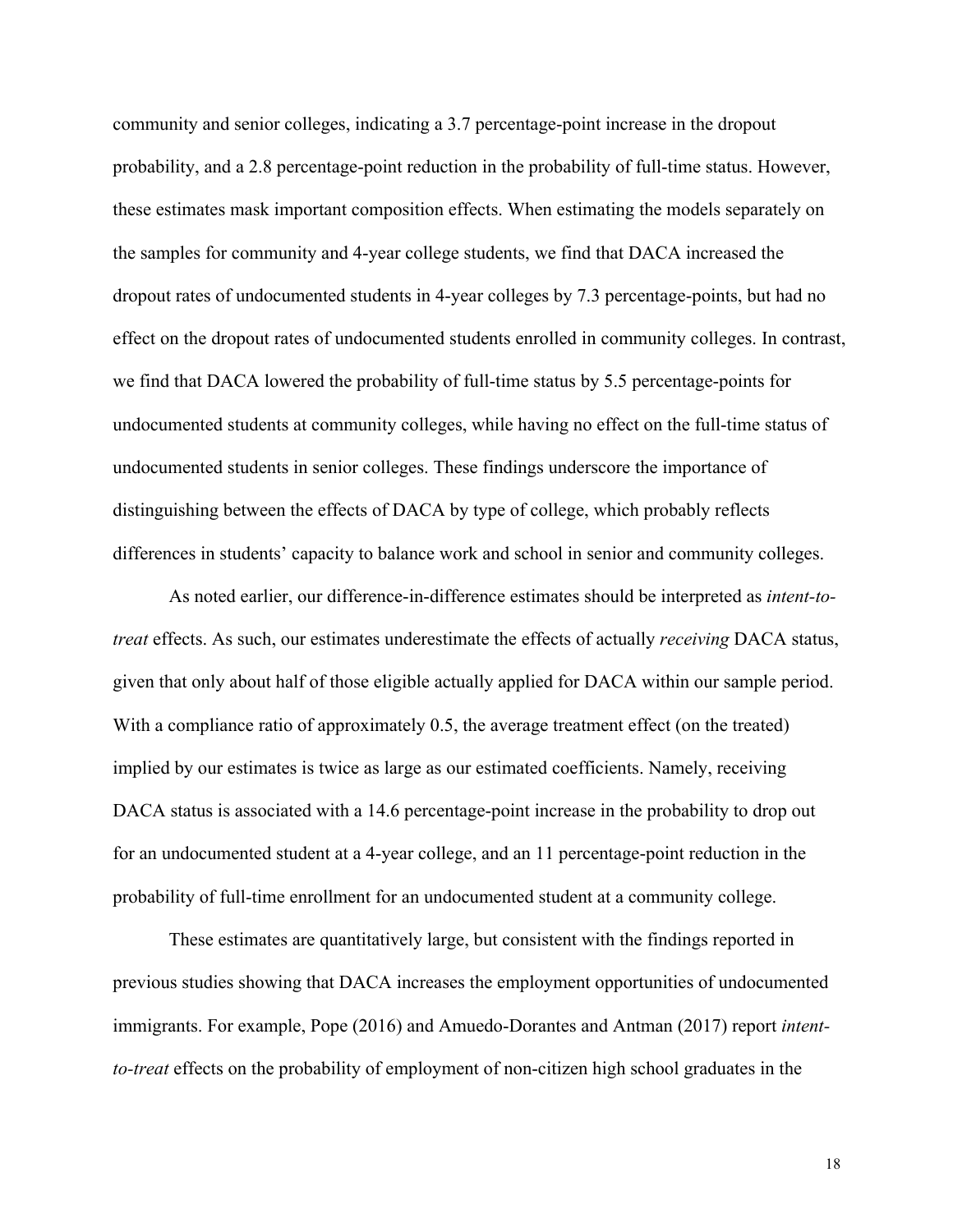community and senior colleges, indicating a 3.7 percentage-point increase in the dropout probability, and a 2.8 percentage-point reduction in the probability of full-time status. However, these estimates mask important composition effects. When estimating the models separately on the samples for community and 4-year college students, we find that DACA increased the dropout rates of undocumented students in 4-year colleges by 7.3 percentage-points, but had no effect on the dropout rates of undocumented students enrolled in community colleges. In contrast, we find that DACA lowered the probability of full-time status by 5.5 percentage-points for undocumented students at community colleges, while having no effect on the full-time status of undocumented students in senior colleges. These findings underscore the importance of distinguishing between the effects of DACA by type of college, which probably reflects differences in students' capacity to balance work and school in senior and community colleges.

As noted earlier, our difference-in-difference estimates should be interpreted as *intent-to-treat* effects. As such, our estimates underestimate the effects of actually *receiving* DACA status, given that only about half of those eligible actually applied for DACA within our sample period. With a compliance ratio of approximately 0.5, the average treatment effect (on the treated) implied by our estimates is twice as large as our estimated coefficients. Namely, receiving DACA status is associated with a 14.6 percentage-point increase in the probability to drop out for an undocumented student at a 4-year college, and an 11 percentage-point reduction in the probability of full-time enrollment for an undocumented student at a community college.

These estimates are quantitatively large, but consistent with the findings reported in previous studies showing that DACA increases the employment opportunities of undocumented immigrants. For example, Pope (2016) and Amuedo-Dorantes and Antman (2017) report *intent-to-treat* effects on the probability of employment of non-citizen high school graduates in the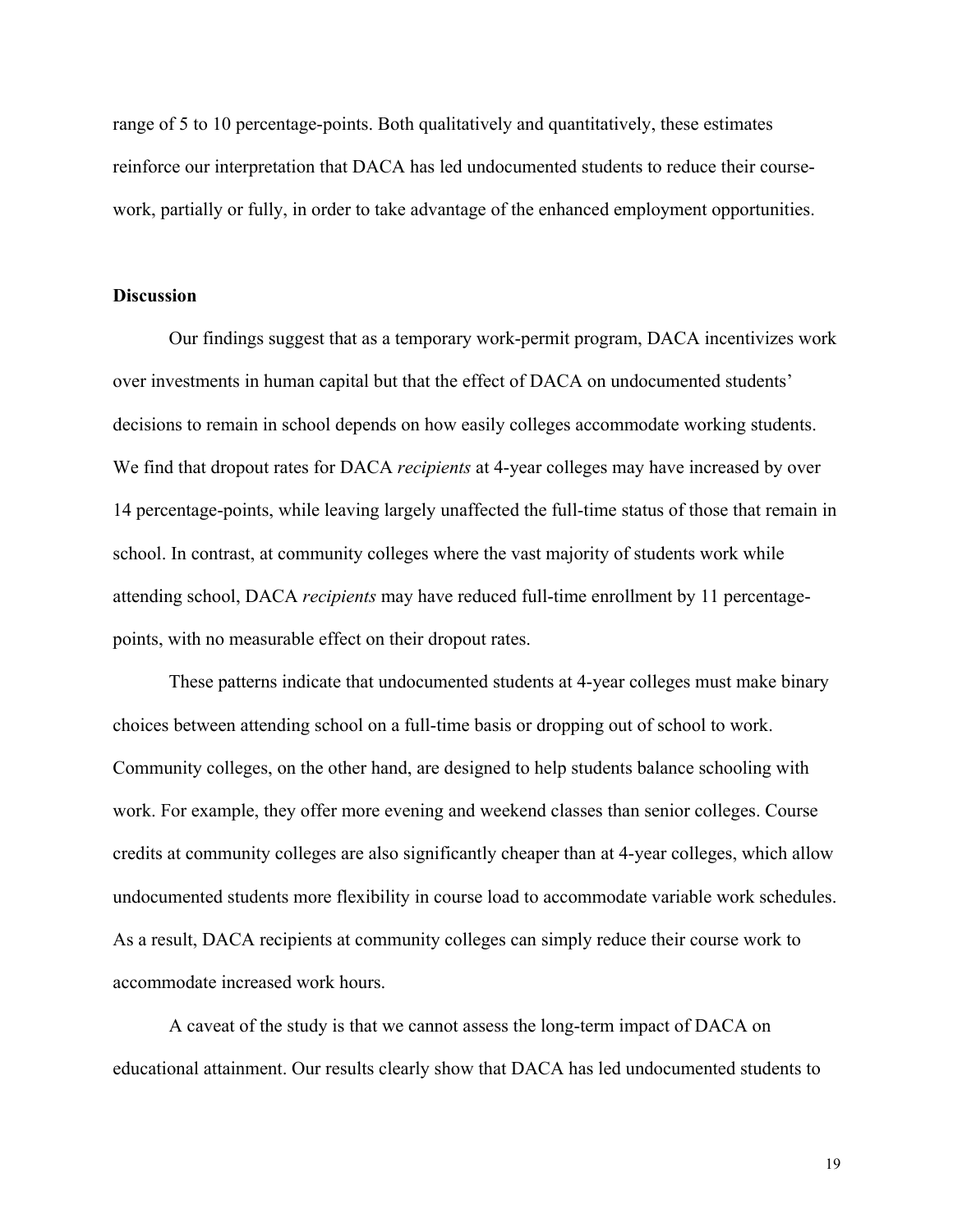range of 5 to 10 percentage-points. Both qualitatively and quantitatively, these estimates reinforce our interpretation that DACA has led undocumented students to reduce their course-work, partially or fully, in order to take advantage of the enhanced employment opportunities.

**Discussion**

Our findings suggest that as a temporary work-permit program, DACA incentivizes work over investments in human capital but that the effect of DACA on undocumented students' decisions to remain in school depends on how easily colleges accommodate working students. We find that dropout rates for DACA *recipients* at 4-year colleges may have increased by over 14 percentage-points, while leaving largely unaffected the full-time status of those that remain in school. In contrast, at community colleges where the vast majority of students work while attending school, DACA *recipients* may have reduced full-time enrollment by 11 percentage-points, with no measurable effect on their dropout rates.

These patterns indicate that undocumented students at 4-year colleges must make binary choices between attending school on a full-time basis or dropping out of school to work. Community colleges, on the other hand, are designed to help students balance schooling with work. For example, they offer more evening and weekend classes than senior colleges. Course credits at community colleges are also significantly cheaper than at 4-year colleges, which allow undocumented students more flexibility in course load to accommodate variable work schedules. As a result, DACA recipients at community colleges can simply reduce their course work to accommodate increased work hours.

A caveat of the study is that we cannot assess the long-term impact of DACA on educational attainment. Our results clearly show that DACA has led undocumented students to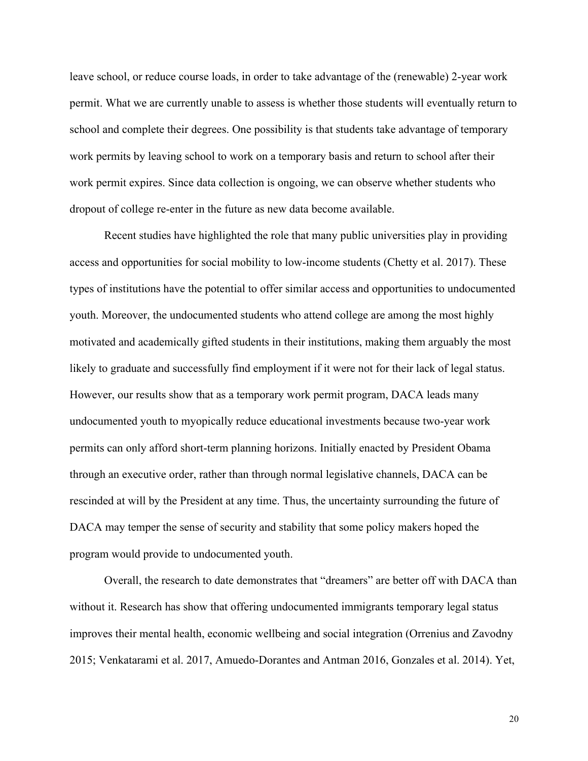leave school, or reduce course loads, in order to take advantage of the (renewable) 2-year work permit. What we are currently unable to assess is whether those students will eventually return to school and complete their degrees. One possibility is that students take advantage of temporary work permits by leaving school to work on a temporary basis and return to school after their work permit expires. Since data collection is ongoing, we can observe whether students who dropout of college re-enter in the future as new data become available.

Recent studies have highlighted the role that many public universities play in providing access and opportunities for social mobility to low-income students (Chetty et al. 2017). These types of institutions have the potential to offer similar access and opportunities to undocumented youth. Moreover, the undocumented students who attend college are among the most highly motivated and academically gifted students in their institutions, making them arguably the most likely to graduate and successfully find employment if it were not for their lack of legal status. However, our results show that as a temporary work permit program, DACA leads many undocumented youth to myopically reduce educational investments because two-year work permits can only afford short-term planning horizons. Initially enacted by President Obama through an executive order, rather than through normal legislative channels, DACA can be rescinded at will by the President at any time. Thus, the uncertainty surrounding the future of DACA may temper the sense of security and stability that some policy makers hoped the program would provide to undocumented youth.

Overall, the research to date demonstrates that "dreamers" are better off with DACA than without it. Research has show that offering undocumented immigrants temporary legal status improves their mental health, economic wellbeing and social integration (Orrenius and Zavodny 2015; Venkatarami et al. 2017, Amuedo-Dorantes and Antman 2016, Gonzales et al. 2014). Yet,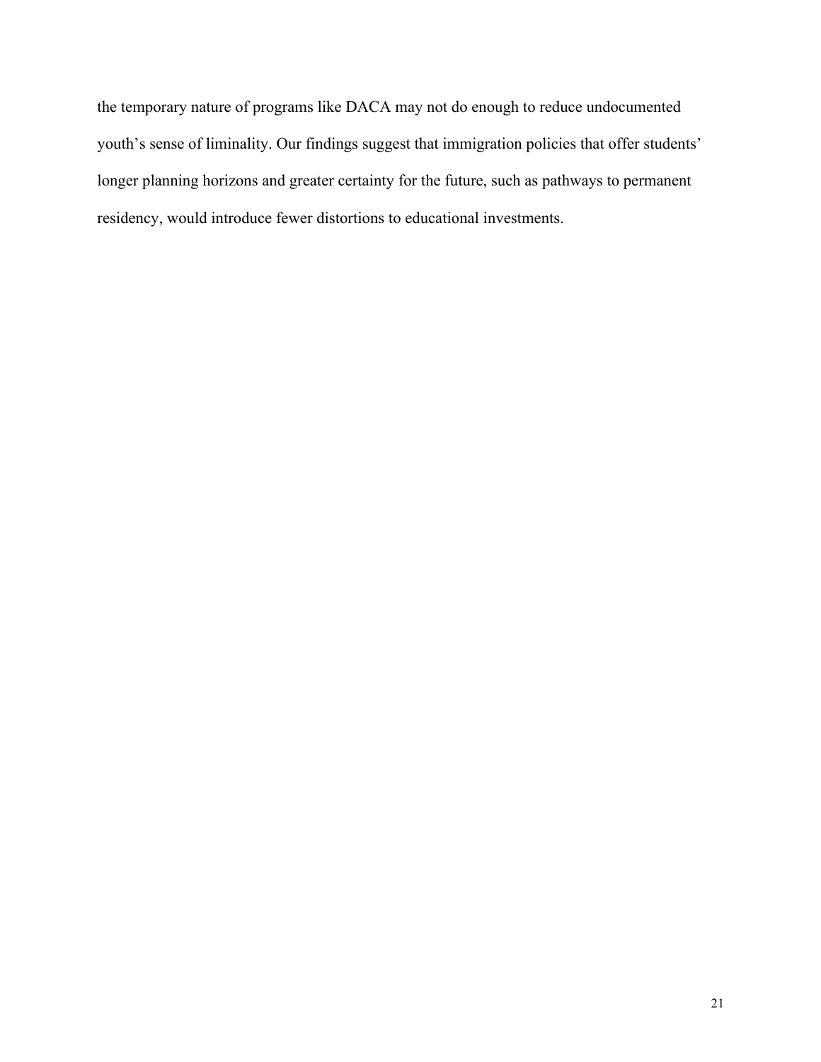the temporary nature of programs like DACA may not do enough to reduce undocumented youth's sense of liminality. Our findings suggest that immigration policies that offer students' longer planning horizons and greater certainty for the future, such as pathways to permanent residency, would introduce fewer distortions to educational investments.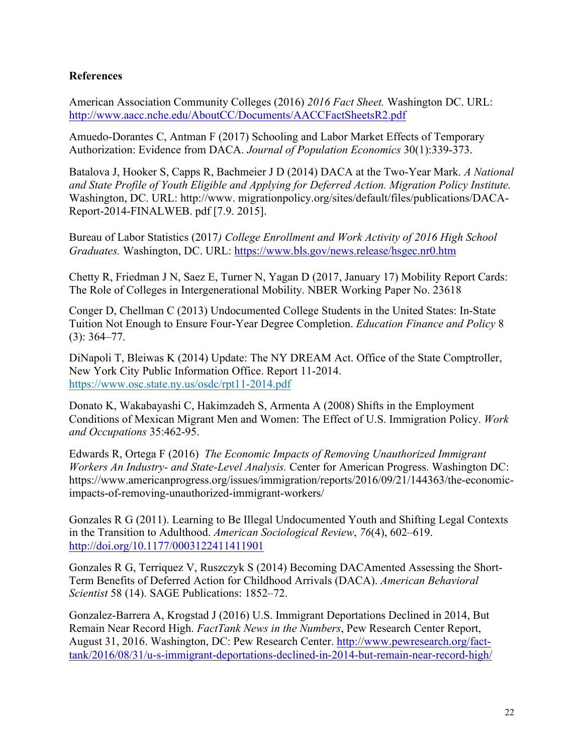**References**

American Association Community Colleges (2016) *2016 Fact Sheet.* Washington DC. URL: http://www.aacc.nche.edu/AboutCC/Documents/AACCFactSheetsR2.pdf

Amuedo-Dorantes C, Antman F (2017) Schooling and Labor Market Effects of Temporary Authorization: Evidence from DACA. *Journal of Population Economics* 30(1):339-373.

Batalova J, Hooker S, Capps R, Bachmeier J D (2014) DACA at the Two-Year Mark. *A National and State Profile of Youth Eligible and Applying for Deferred Action. Migration Policy Institute.* Washington, DC. URL: http://www. migrationpolicy.org/sites/default/files/publications/DACA-Report-2014-FINALWEB. pdf [7.9. 2015].

Bureau of Labor Statistics (2017*) College Enrollment and Work Activity of 2016 High School Graduates.* Washington, DC. URL: https://www.bls.gov/news.release/hsgec.nr0.htm

Chetty R, Friedman J N, Saez E, Turner N, Yagan D (2017, January 17) Mobility Report Cards: The Role of Colleges in Intergenerational Mobility. NBER Working Paper No. 23618

Conger D, Chellman C (2013) Undocumented College Students in the United States: In-State Tuition Not Enough to Ensure Four-Year Degree Completion. *Education Finance and Policy* 8 (3): 364–77.

DiNapoli T, Bleiwas K (2014) Update: The NY DREAM Act. Office of the State Comptroller, New York City Public Information Office. Report 11-2014. https://www.osc.state.ny.us/osdc/rpt11-2014.pdf

Donato K, Wakabayashi C, Hakimzadeh S, Armenta A (2008) Shifts in the Employment Conditions of Mexican Migrant Men and Women: The Effect of U.S. Immigration Policy. *Work and Occupations* 35:462-95.

Edwards R, Ortega F (2016) *The Economic Impacts of Removing Unauthorized Immigrant Workers An Industry- and State-Level Analysis.* Center for American Progress. Washington DC: https://www.americanprogress.org/issues/immigration/reports/2016/09/21/144363/the-economic-impacts-of-removing-unauthorized-immigrant-workers/

Gonzales R G (2011). Learning to Be Illegal Undocumented Youth and Shifting Legal Contexts in the Transition to Adulthood. *American Sociological Review*, *76*(4), 602–619. http://doi.org/10.1177/0003122411411901

Gonzales R G, Terriquez V, Ruszczyk S (2014) Becoming DACAmented Assessing the Short-Term Benefits of Deferred Action for Childhood Arrivals (DACA). *American Behavioral Scientist* 58 (14). SAGE Publications: 1852–72.

Gonzalez-Barrera A, Krogstad J (2016) U.S. Immigrant Deportations Declined in 2014, But Remain Near Record High. *FactTank News in the Numbers*, Pew Research Center Report, August 31, 2016. Washington, DC: Pew Research Center. http://www.pewresearch.org/fact-tank/2016/08/31/u-s-immigrant-deportations-declined-in-2014-but-remain-near-record-high/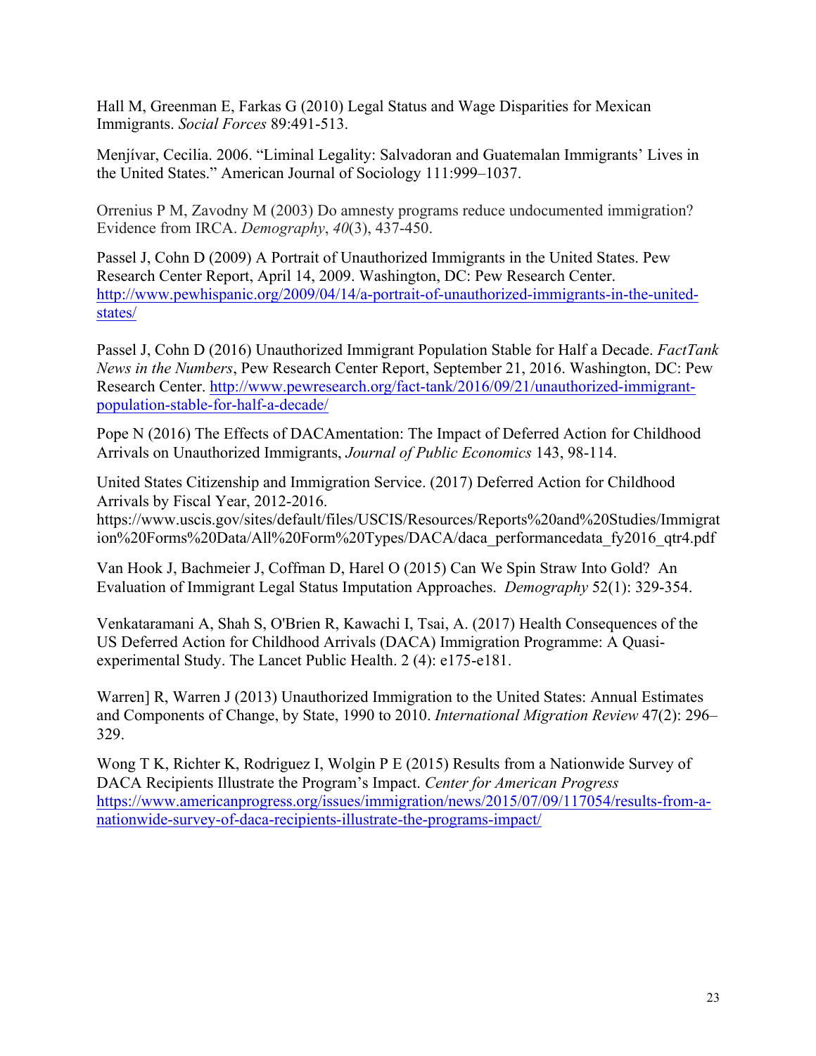Hall M, Greenman E, Farkas G (2010) Legal Status and Wage Disparities for Mexican Immigrants. *Social Forces* 89:491-513.

Menjívar, Cecilia. 2006. "Liminal Legality: Salvadoran and Guatemalan Immigrants' Lives in the United States." American Journal of Sociology 111:999–1037.

Orrenius P M, Zavodny M (2003) Do amnesty programs reduce undocumented immigration? Evidence from IRCA. *Demography*, *40*(3), 437-450.

Passel J, Cohn D (2009) A Portrait of Unauthorized Immigrants in the United States. Pew Research Center Report, April 14, 2009. Washington, DC: Pew Research Center. http://www.pewhispanic.org/2009/04/14/a-portrait-of-unauthorized-immigrants-in-the-united-states/

Passel J, Cohn D (2016) Unauthorized Immigrant Population Stable for Half a Decade. *FactTank News in the Numbers*, Pew Research Center Report, September 21, 2016. Washington, DC: Pew Research Center. http://www.pewresearch.org/fact-tank/2016/09/21/unauthorized-immigrant-population-stable-for-half-a-decade/

Pope N (2016) The Effects of DACAmentation: The Impact of Deferred Action for Childhood Arrivals on Unauthorized Immigrants, *Journal of Public Economics* 143, 98-114.

United States Citizenship and Immigration Service. (2017) Deferred Action for Childhood Arrivals by Fiscal Year, 2012-2016. https://www.uscis.gov/sites/default/files/USCIS/Resources/Reports%20and%20Studies/Immigration%20Forms%20Data/All%20Form%20Types/DACA/daca_performancedata_fy2016_qtr4.pdf

Van Hook J, Bachmeier J, Coffman D, Harel O (2015) Can We Spin Straw Into Gold? An Evaluation of Immigrant Legal Status Imputation Approaches. *Demography* 52(1): 329-354.

Venkataramani A, Shah S, O'Brien R, Kawachi I, Tsai, A. (2017) Health Consequences of the US Deferred Action for Childhood Arrivals (DACA) Immigration Programme: A Quasi-experimental Study. The Lancet Public Health. 2 (4): e175-e181.

Warren] R, Warren J (2013) Unauthorized Immigration to the United States: Annual Estimates and Components of Change, by State, 1990 to 2010. *International Migration Review* 47(2): 296–329.

Wong T K, Richter K, Rodriguez I, Wolgin P E (2015) Results from a Nationwide Survey of DACA Recipients Illustrate the Program's Impact. *Center for American Progress* https://www.americanprogress.org/issues/immigration/news/2015/07/09/117054/results-from-a-nationwide-survey-of-daca-recipients-illustrate-the-programs-impact/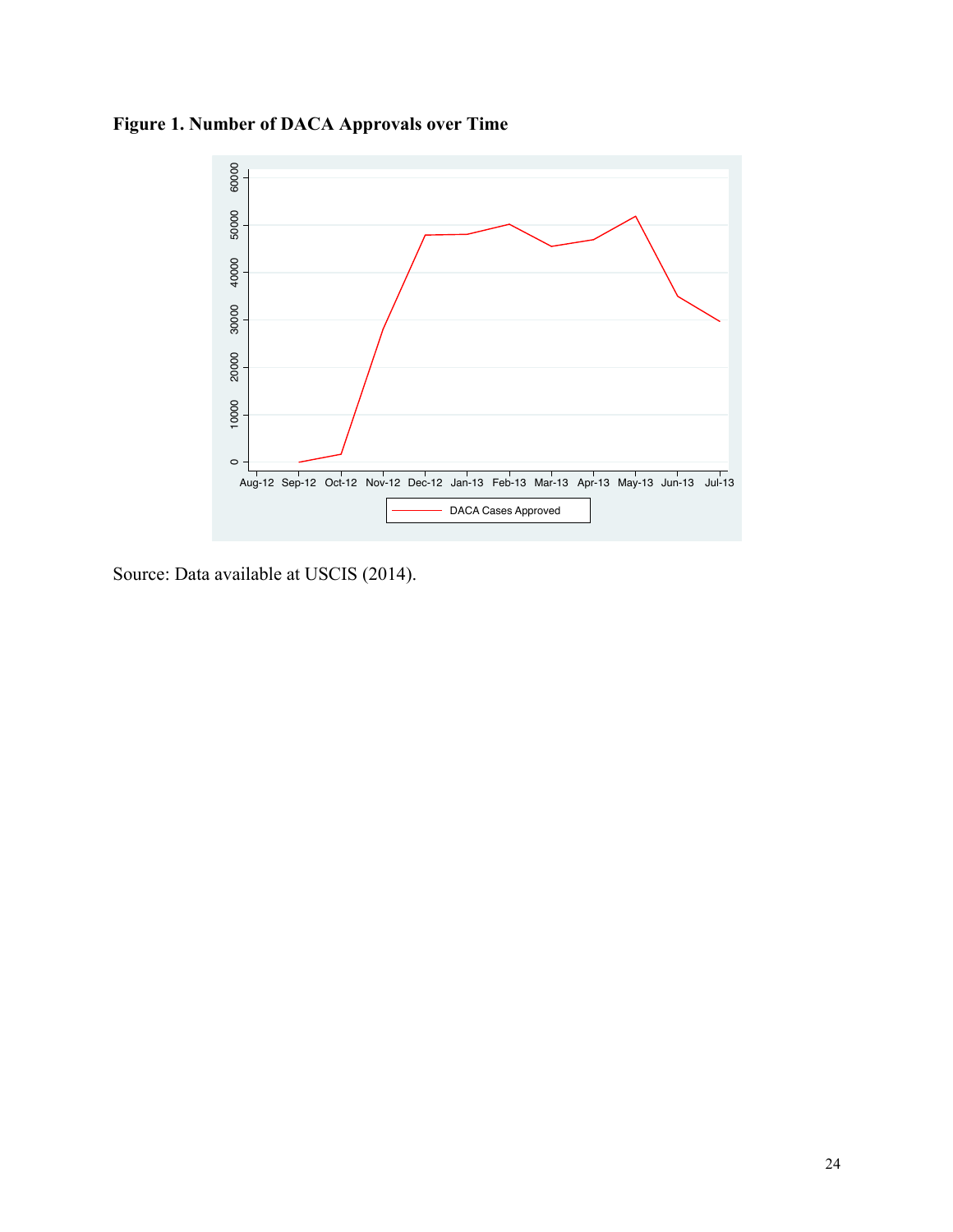**Figure 1. Number of DACA Approvals over Time**

Source: Data available at USCIS (2014).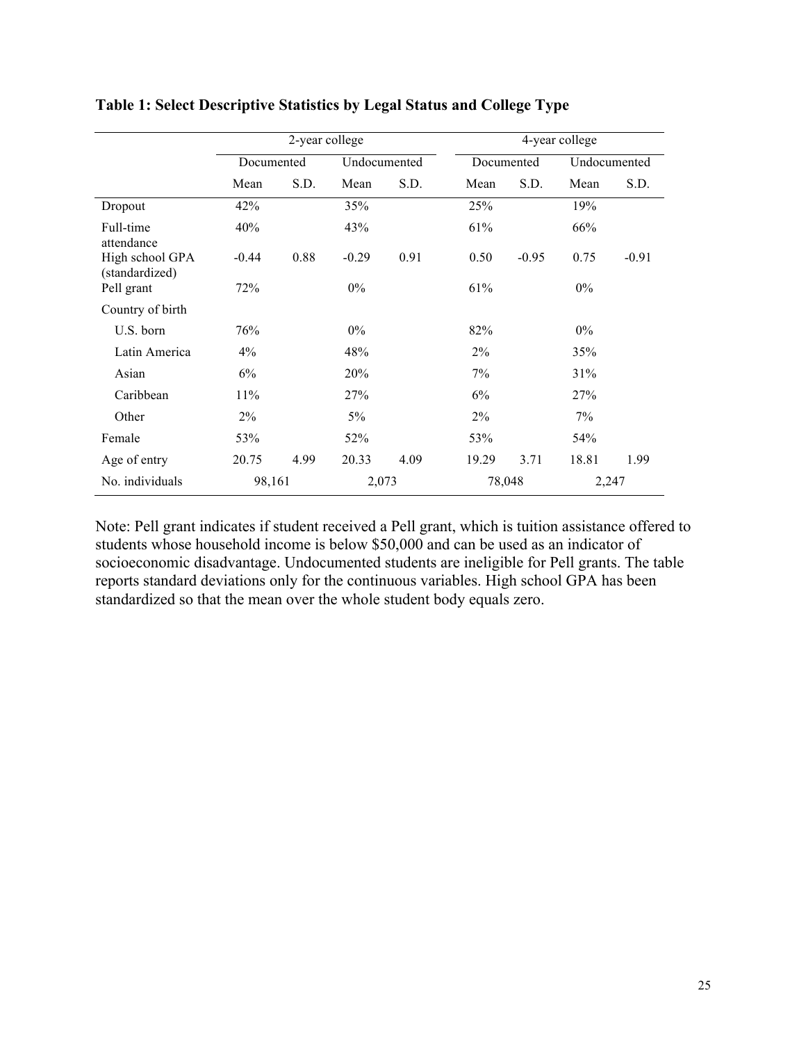**Table 1: Select Descriptive Statistics by Legal Status and College Type**

| | 2-year college | | | | 4-year college | | | |
|---|---|---|---|---|---|---|---|---|
| | Documented | | Undocumented | | Documented | | Undocumented | |
| | Mean | S.D. | Mean | S.D. | Mean | S.D. | Mean | S.D. |
| Dropout | 42% | | 35% | | 25% | | 19% | |
| Full-time attendance | 40% | | 43% | | 61% | | 66% | |
| High school GPA (standardized) | -0.44 | 0.88 | -0.29 | 0.91 | 0.50 | -0.95 | 0.75 | -0.91 |
| Pell grant | 72% | | 0% | | 61% | | 0% | |
| Country of birth | | | | | | | | |
| U.S. born | 76% | | 0% | | 82% | | 0% | |
| Latin America | 4% | | 48% | | 2% | | 35% | |
| Asian | 6% | | 20% | | 7% | | 31% | |
| Caribbean | 11% | | 27% | | 6% | | 27% | |
| Other | 2% | | 5% | | 2% | | 7% | |
| Female | 53% | | 52% | | 53% | | 54% | |
| Age of entry | 20.75 | 4.99 | 20.33 | 4.09 | 19.29 | 3.71 | 18.81 | 1.99 |
| No. individuals | 98,161 | | 2,073 | | 78,048 | | 2,247 | |

Note: Pell grant indicates if student received a Pell grant, which is tuition assistance offered to students whose household income is below $50,000 and can be used as an indicator of socioeconomic disadvantage. Undocumented students are ineligible for Pell grants. The table reports standard deviations only for the continuous variables. High school GPA has been standardized so that the mean over the whole student body equals zero.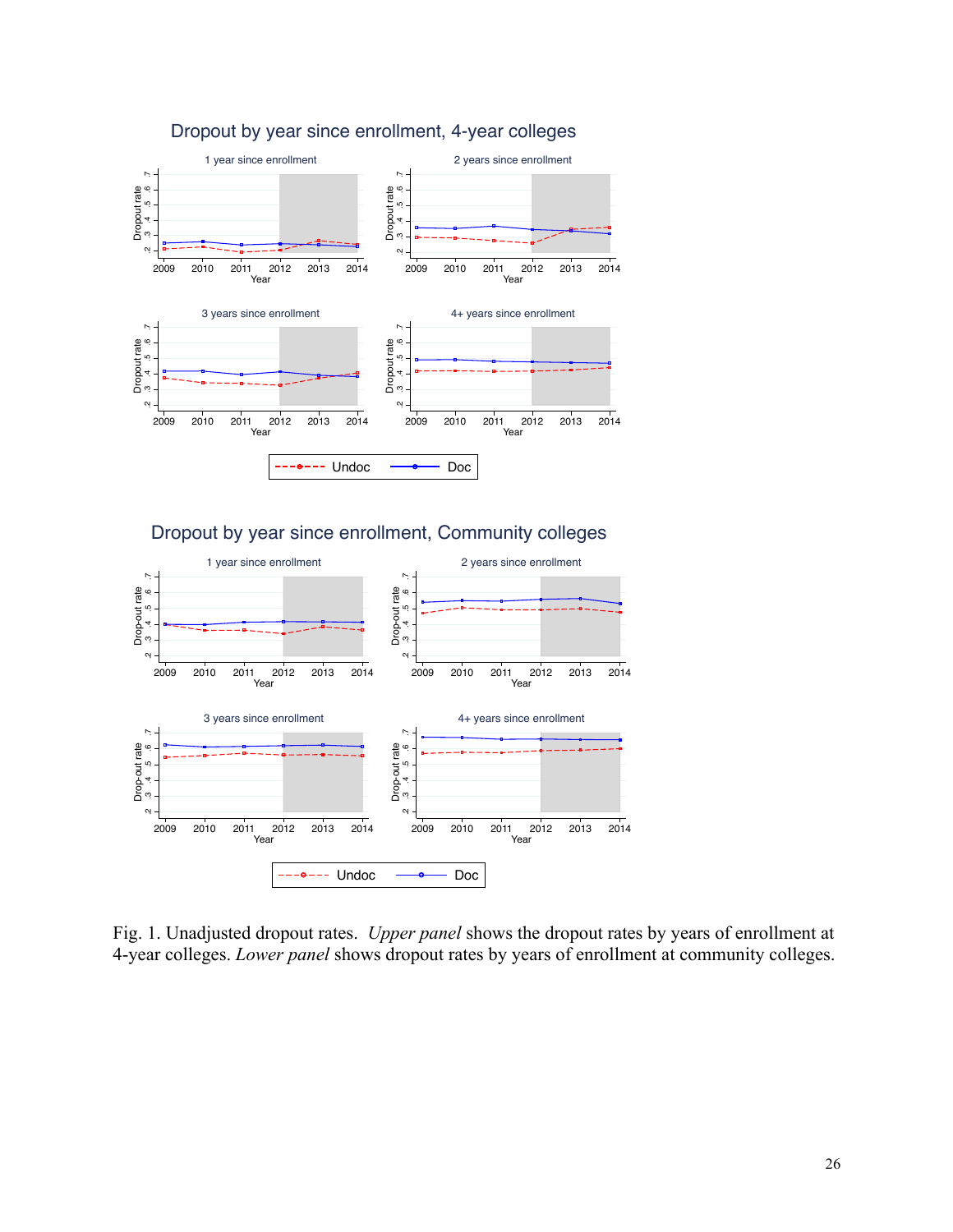Fig. 1. Unadjusted dropout rates. *Upper panel* shows the dropout rates by years of enrollment at 4-year colleges. *Lower panel* shows dropout rates by years of enrollment at community colleges.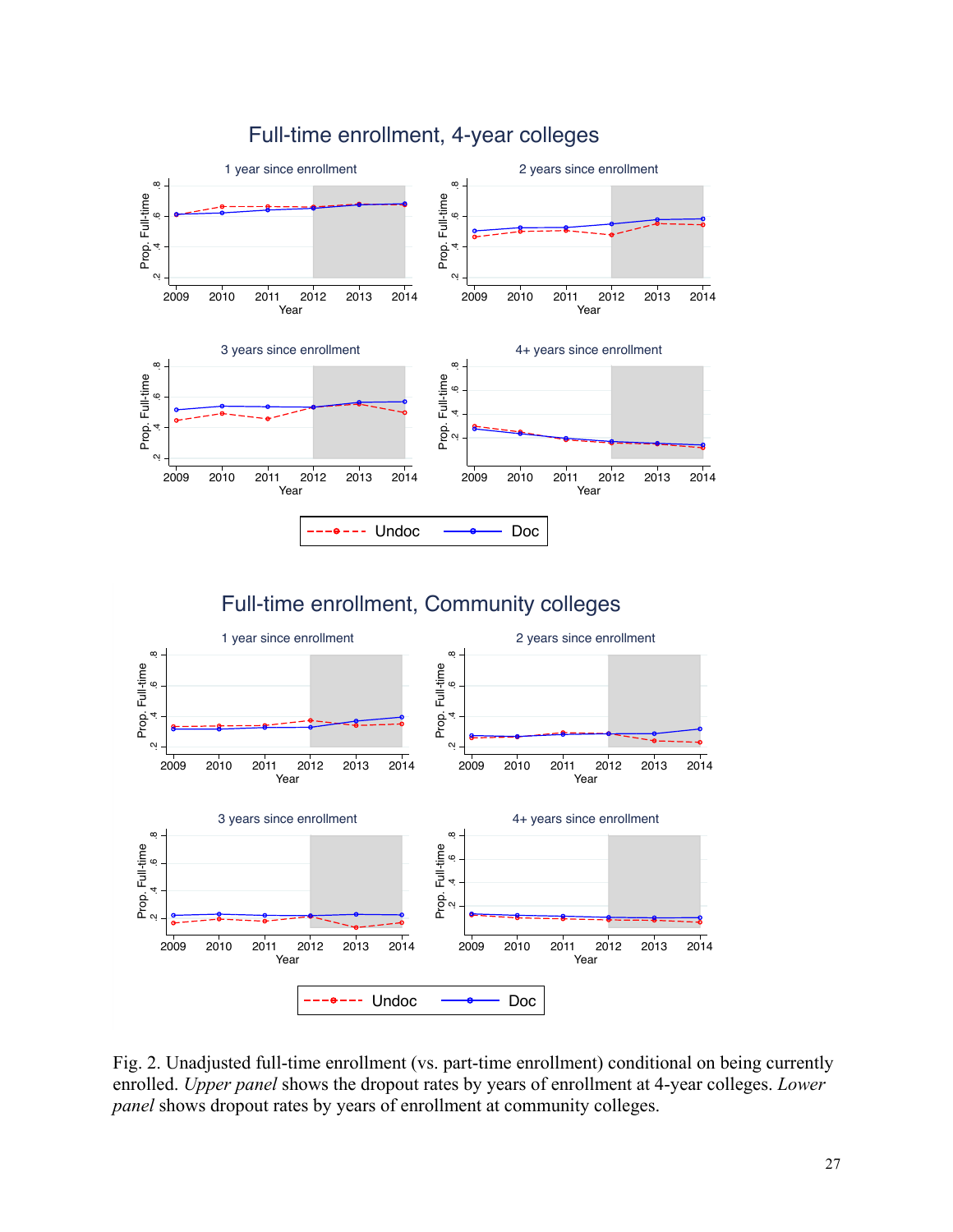Fig. 2. Unadjusted full-time enrollment (vs. part-time enrollment) conditional on being currently enrolled. *Upper panel* shows the dropout rates by years of enrollment at 4-year colleges. *Lower panel* shows dropout rates by years of enrollment at community colleges.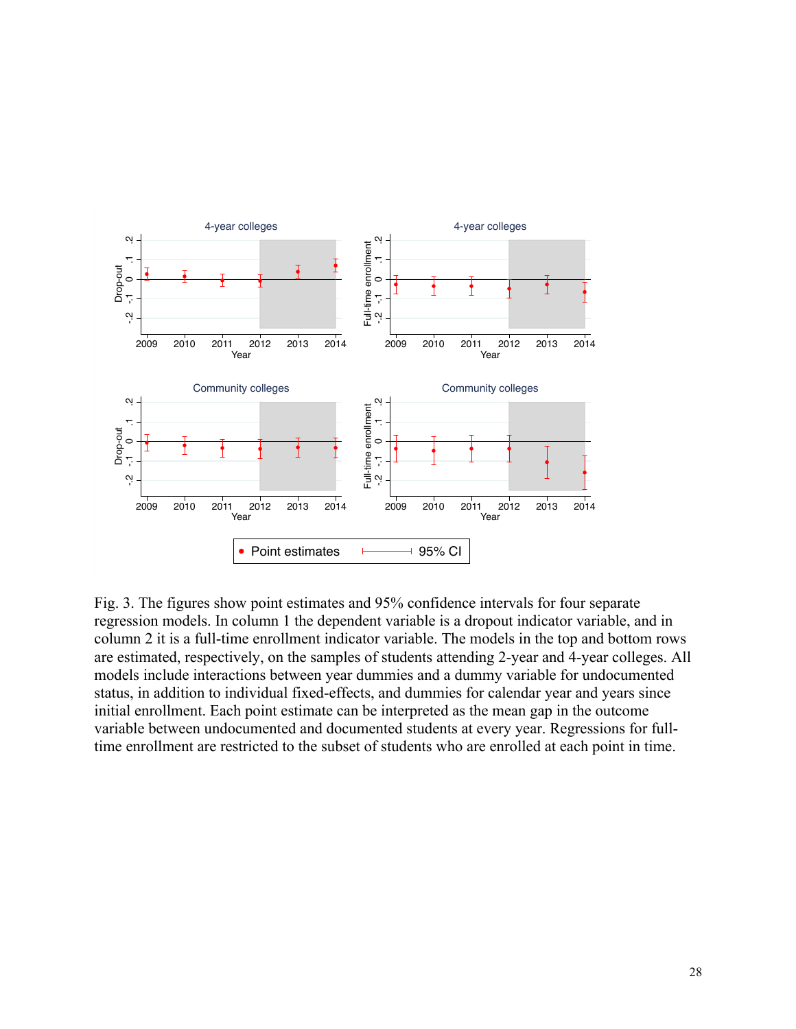Fig. 3. The figures show point estimates and 95% confidence intervals for four separate regression models. In column 1 the dependent variable is a dropout indicator variable, and in column 2 it is a full-time enrollment indicator variable. The models in the top and bottom rows are estimated, respectively, on the samples of students attending 2-year and 4-year colleges. All models include interactions between year dummies and a dummy variable for undocumented status, in addition to individual fixed-effects, and dummies for calendar year and years since initial enrollment. Each point estimate can be interpreted as the mean gap in the outcome variable between undocumented and documented students at every year. Regressions for full-time enrollment are restricted to the subset of students who are enrolled at each point in time.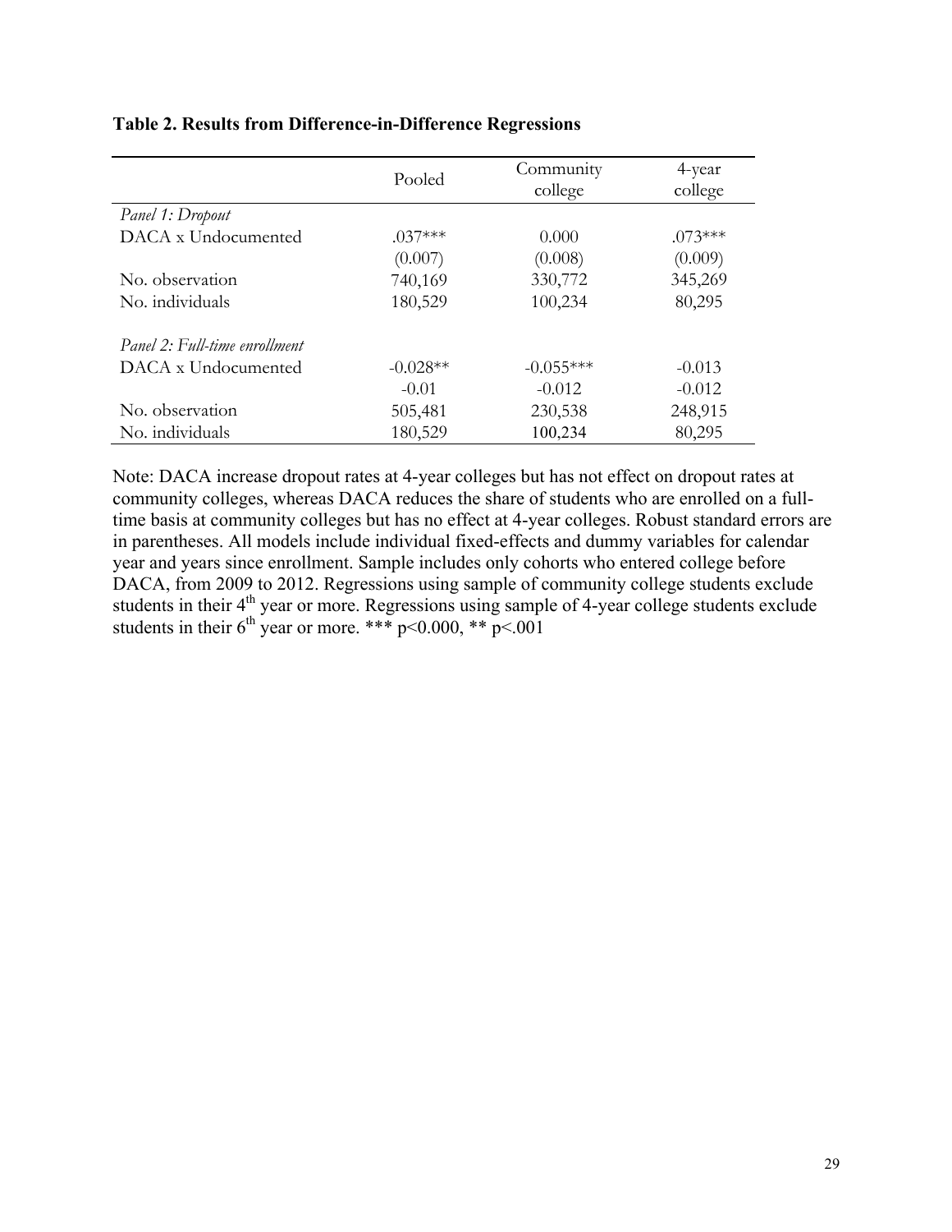**Table 2. Results from Difference-in-Difference Regressions**

| | Pooled | Community college | 4-year college |
|---|---|---|---|
| *Panel 1: Dropout* | | | |
| DACA x Undocumented | .037*** | 0.000 | .073*** |
| | (0.007) | (0.008) | (0.009) |
| No. observation | 740,169 | 330,772 | 345,269 |
| No. individuals | 180,529 | 100,234 | 80,295 |
| | | | |
| *Panel 2: Full-time enrollment* | | | |
| DACA x Undocumented | -0.028** | -0.055*** | -0.013 |
| | -0.01 | -0.012 | -0.012 |
| No. observation | 505,481 | 230,538 | 248,915 |
| No. individuals | 180,529 | 100,234 | 80,295 |

Note: DACA increase dropout rates at 4-year colleges but has not effect on dropout rates at community colleges, whereas DACA reduces the share of students who are enrolled on a full-time basis at community colleges but has no effect at 4-year colleges. Robust standard errors are in parentheses. All models include individual fixed-effects and dummy variables for calendar year and years since enrollment. Sample includes only cohorts who entered college before DACA, from 2009 to 2012. Regressions using sample of community college students exclude students in their 4th year or more. Regressions using sample of 4-year college students exclude students in their 6th year or more. *** $p<0.000$, ** $p<.001$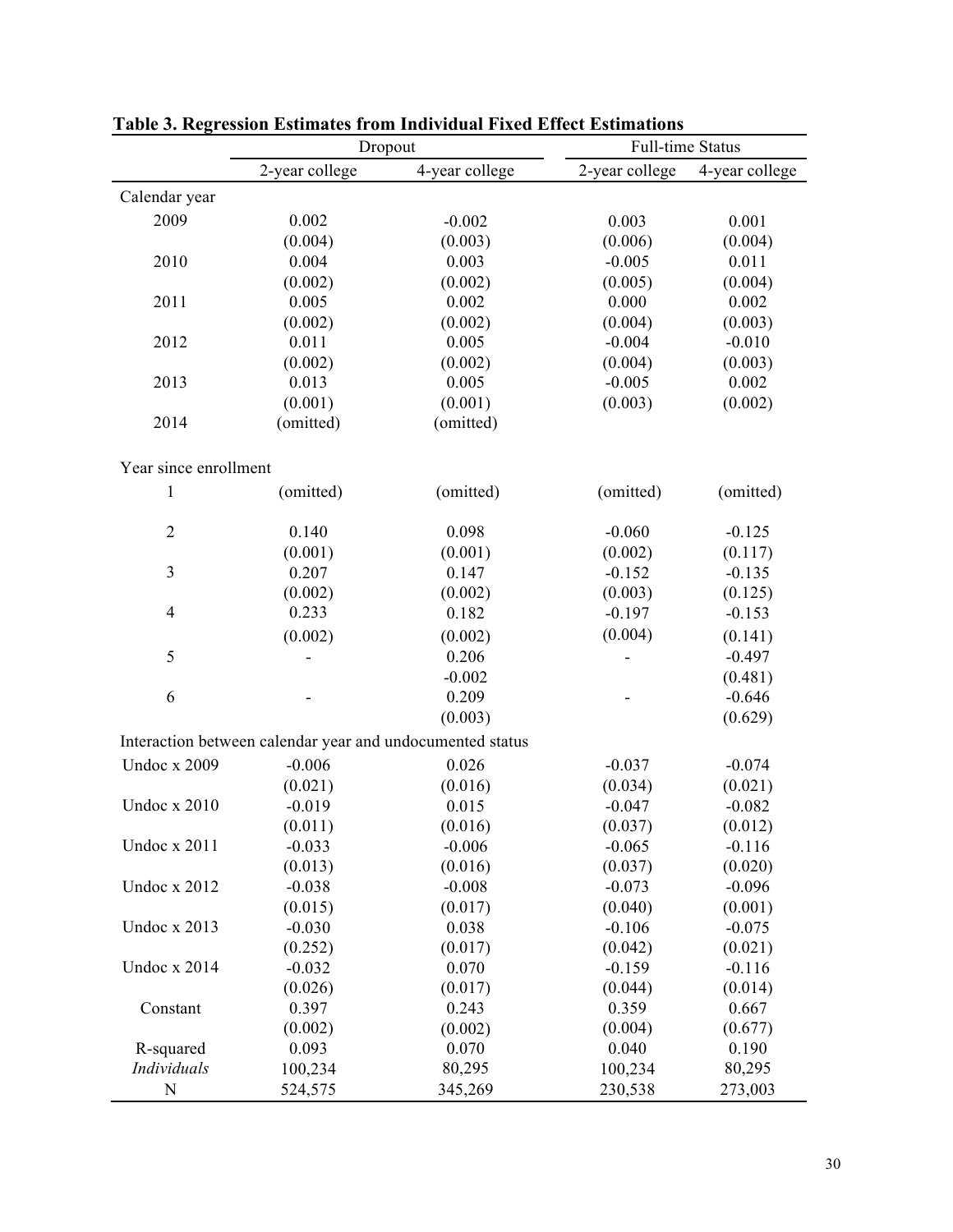**Table 3. Regression Estimates from Individual Fixed Effect Estimations**

| | Dropout | | Full-time Status | |
|---|---|---|---|---|
| | 2-year college | 4-year college | 2-year college | 4-year college |
| Calendar year | | | | |
| 2009 | 0.002 | -0.002 | 0.003 | 0.001 |
| | (0.004) | (0.003) | (0.006) | (0.004) |
| 2010 | 0.004 | 0.003 | -0.005 | 0.011 |
| | (0.002) | (0.002) | (0.005) | (0.004) |
| 2011 | 0.005 | 0.002 | 0.000 | 0.002 |
| | (0.002) | (0.002) | (0.004) | (0.003) |
| 2012 | 0.011 | 0.005 | -0.004 | -0.010 |
| | (0.002) | (0.002) | (0.004) | (0.003) |
| 2013 | 0.013 | 0.005 | -0.005 | 0.002 |
| | (0.001) | (0.001) | (0.003) | (0.002) |
| 2014 | (omitted) | (omitted) | | |
| Year since enrollment | | | | |
| 1 | (omitted) | (omitted) | (omitted) | (omitted) |
| 2 | 0.140 | 0.098 | -0.060 | -0.125 |
| | (0.001) | (0.001) | (0.002) | (0.117) |
| 3 | 0.207 | 0.147 | -0.152 | -0.135 |
| | (0.002) | (0.002) | (0.003) | (0.125) |
| 4 | 0.233 | 0.182 | -0.197 | -0.153 |
| | (0.002) | (0.002) | (0.004) | (0.141) |
| 5 | - | 0.206 | - | -0.497 |
| | | -0.002 | | (0.481) |
| 6 | - | 0.209 | - | -0.646 |
| | | (0.003) | | (0.629) |
| Interaction between calendar year and undocumented status | | | | |
| Undoc x 2009 | -0.006 | 0.026 | -0.037 | -0.074 |
| | (0.021) | (0.016) | (0.034) | (0.021) |
| Undoc x 2010 | -0.019 | 0.015 | -0.047 | -0.082 |
| | (0.011) | (0.016) | (0.037) | (0.012) |
| Undoc x 2011 | -0.033 | -0.006 | -0.065 | -0.116 |
| | (0.013) | (0.016) | (0.037) | (0.020) |
| Undoc x 2012 | -0.038 | -0.008 | -0.073 | -0.096 |
| | (0.015) | (0.017) | (0.040) | (0.001) |
| Undoc x 2013 | -0.030 | 0.038 | -0.106 | -0.075 |
| | (0.252) | (0.017) | (0.042) | (0.021) |
| Undoc x 2014 | -0.032 | 0.070 | -0.159 | -0.116 |
| | (0.026) | (0.017) | (0.044) | (0.014) |
| Constant | 0.397 | 0.243 | 0.359 | 0.667 |
| | (0.002) | (0.002) | (0.004) | (0.677) |
| R-squared | 0.093 | 0.070 | 0.040 | 0.190 |
| *Individuals* | 100,234 | 80,295 | 100,234 | 80,295 |
| N | 524,575 | 345,269 | 230,538 | 273,003 |